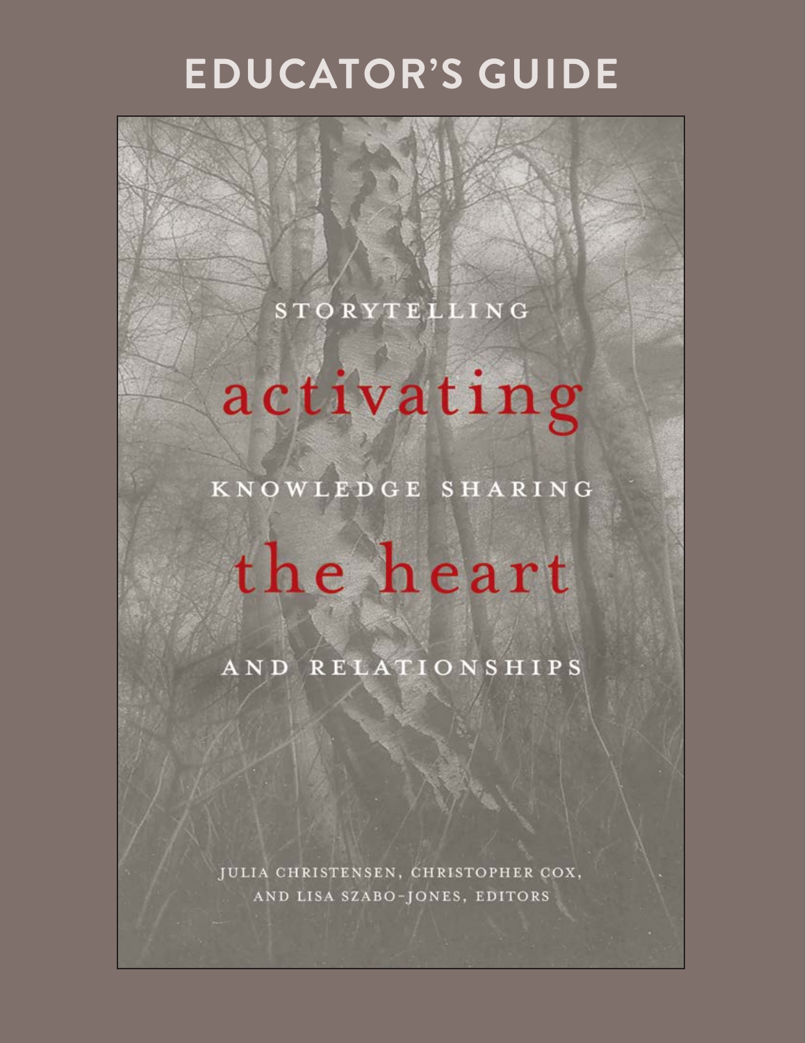# EDUCATOR'S GUIDE

STORYTELLING

**activating**

KNOWLEDGE SHARING

**the heart**

AND RELATIONSHIPS

JULIA CHRISTENSEN, CHRISTOPHER COX, AND LISA SZABO-JONES, EDITORS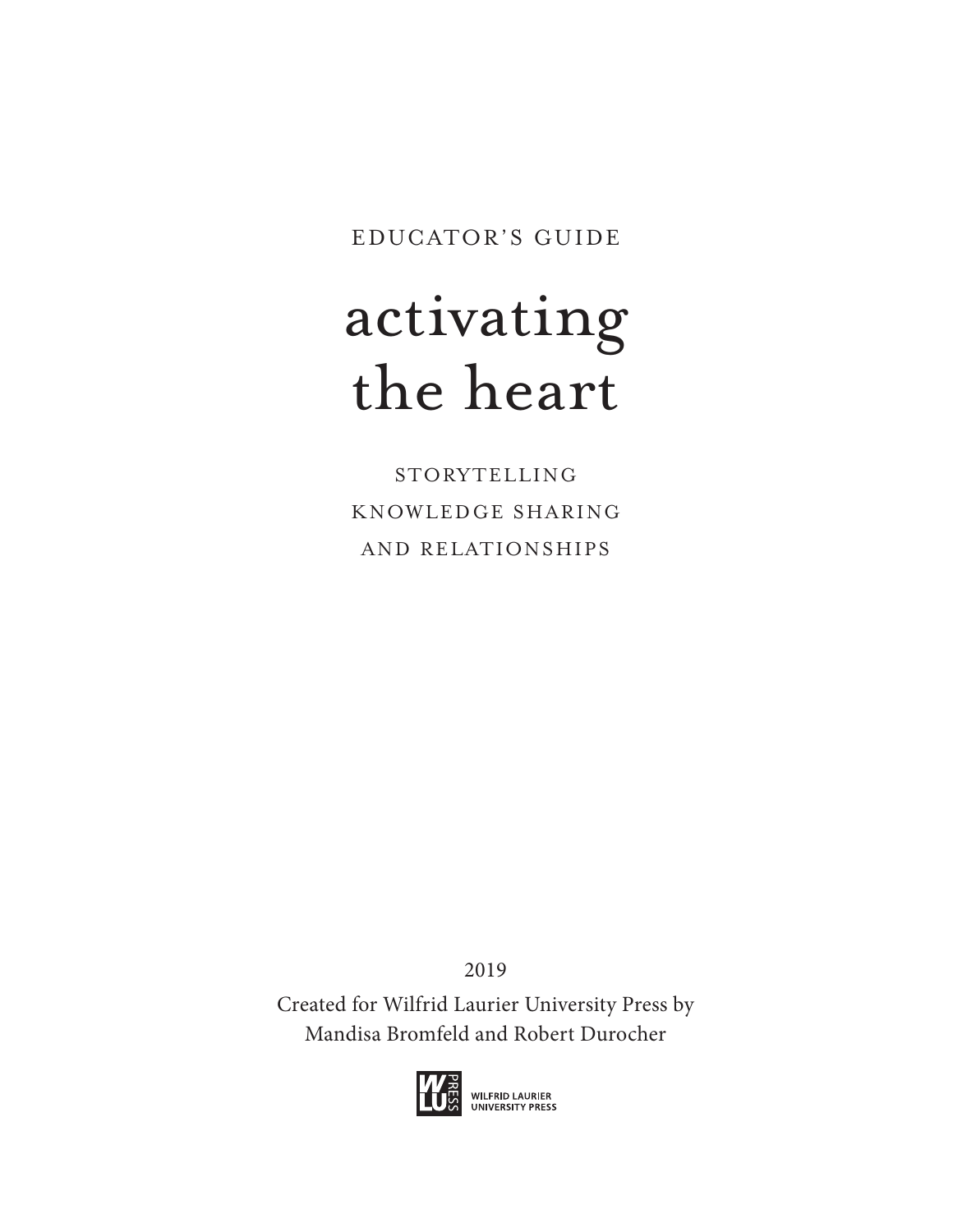EDUCATOR'S GUIDE

# activating the heart

STORYTELLING
KNOWLEDGE SHARING
AND RELATIONSHIPS

2019

Created for Wilfrid Laurier University Press by
Mandisa Bromfeld and Robert Durocher

WILFRID LAURIER
UNIVERSITY PRESS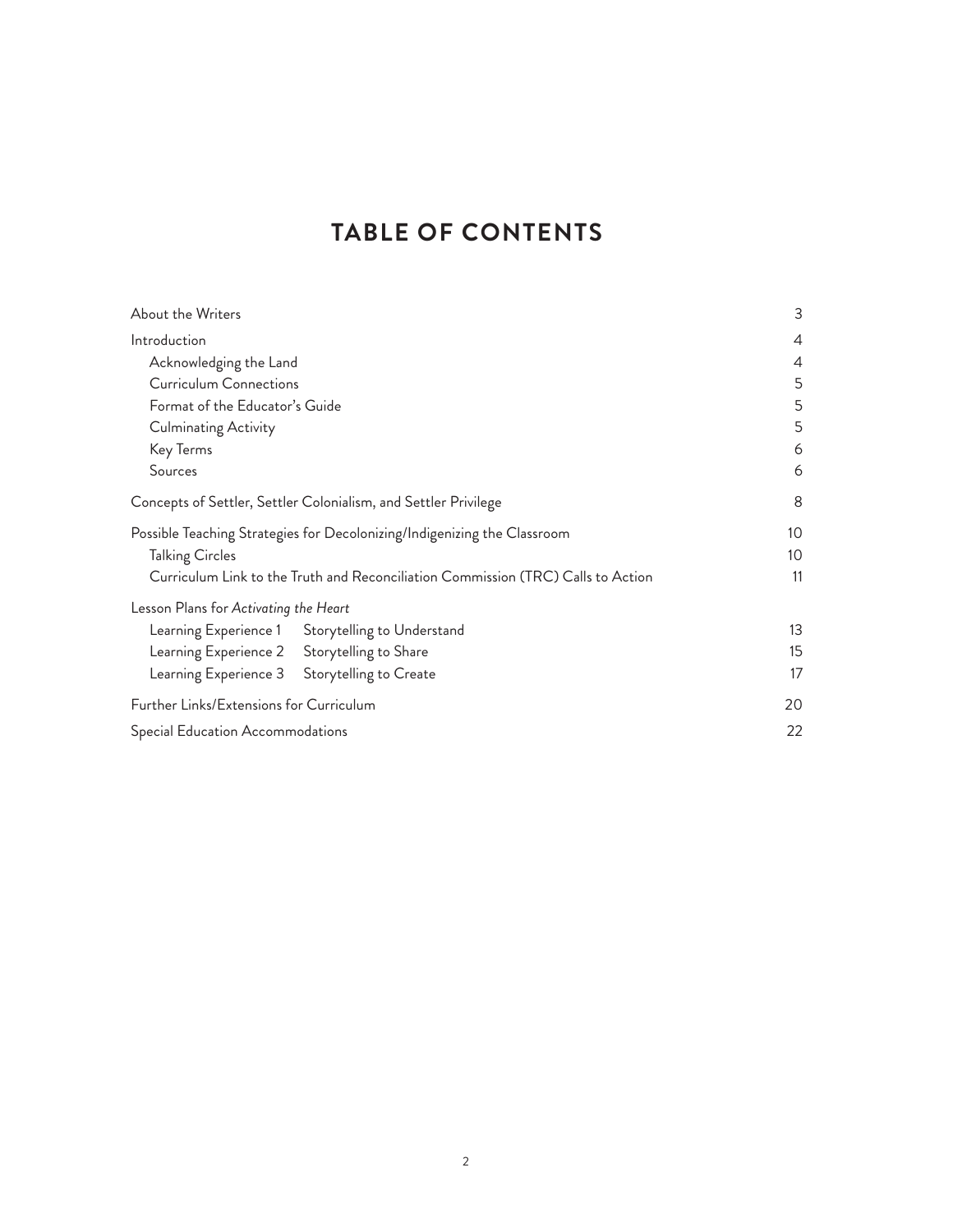# TABLE OF CONTENTS

| | |
|---|---|
| About the Writers | 3 |
| Introduction | 4 |
| Acknowledging the Land | 4 |
| Curriculum Connections | 5 |
| Format of the Educator's Guide | 5 |
| Culminating Activity | 5 |
| Key Terms | 6 |
| Sources | 6 |
| Concepts of Settler, Settler Colonialism, and Settler Privilege | 8 |
| Possible Teaching Strategies for Decolonizing/Indigenizing the Classroom | 10 |
| Talking Circles | 10 |
| Curriculum Link to the Truth and Reconciliation Commission (TRC) Calls to Action | 11 |
| Lesson Plans for *Activating the Heart* | |
| Learning Experience 1 Storytelling to Understand | 13 |
| Learning Experience 2 Storytelling to Share | 15 |
| Learning Experience 3 Storytelling to Create | 17 |
| Further Links/Extensions for Curriculum | 20 |
| Special Education Accommodations | 22 |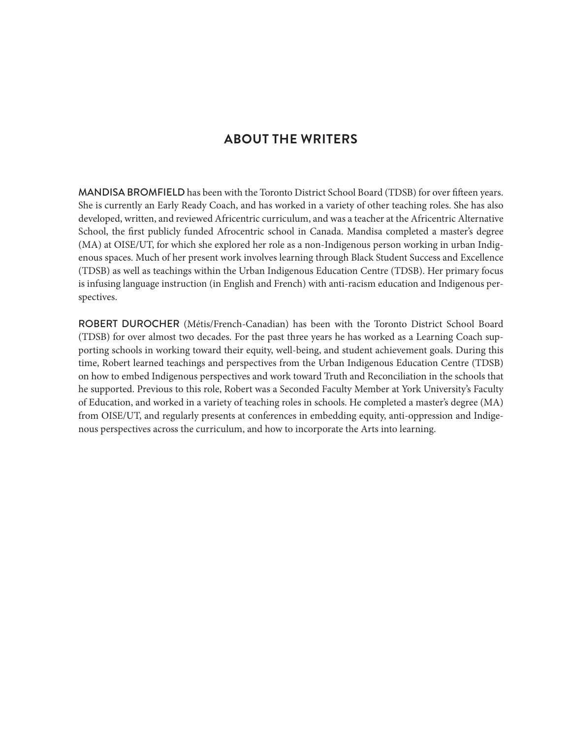## ABOUT THE WRITERS

**MANDISA BROMFIELD** has been with the Toronto District School Board (TDSB) for over fifteen years. She is currently an Early Ready Coach, and has worked in a variety of other teaching roles. She has also developed, written, and reviewed Africentric curriculum, and was a teacher at the Africentric Alternative School, the first publicly funded Afrocentric school in Canada. Mandisa completed a master's degree (MA) at OISE/UT, for which she explored her role as a non-Indigenous person working in urban Indigenous spaces. Much of her present work involves learning through Black Student Success and Excellence (TDSB) as well as teachings within the Urban Indigenous Education Centre (TDSB). Her primary focus is infusing language instruction (in English and French) with anti-racism education and Indigenous perspectives.

**ROBERT DUROCHER** (Métis/French-Canadian) has been with the Toronto District School Board (TDSB) for over almost two decades. For the past three years he has worked as a Learning Coach supporting schools in working toward their equity, well-being, and student achievement goals. During this time, Robert learned teachings and perspectives from the Urban Indigenous Education Centre (TDSB) on how to embed Indigenous perspectives and work toward Truth and Reconciliation in the schools that he supported. Previous to this role, Robert was a Seconded Faculty Member at York University's Faculty of Education, and worked in a variety of teaching roles in schools. He completed a master's degree (MA) from OISE/UT, and regularly presents at conferences in embedding equity, anti-oppression and Indigenous perspectives across the curriculum, and how to incorporate the Arts into learning.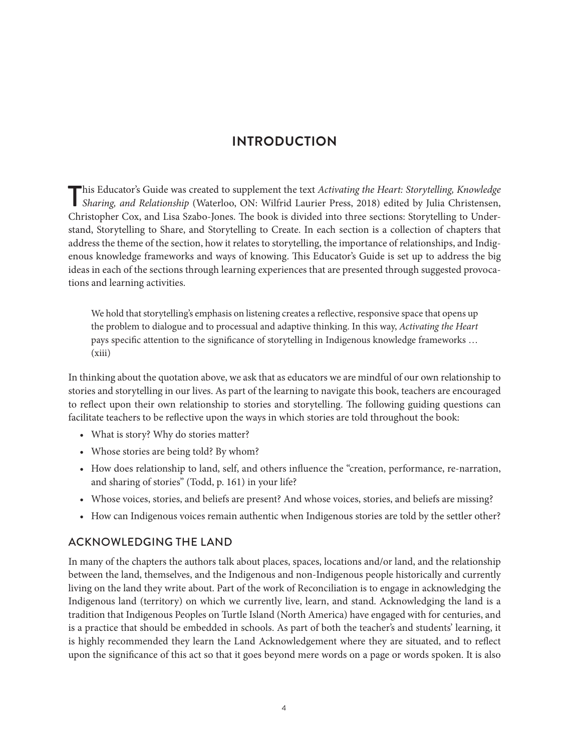# INTRODUCTION

This Educator's Guide was created to supplement the text *Activating the Heart: Storytelling, Knowledge Sharing, and Relationship* (Waterloo, ON: Wilfrid Laurier Press, 2018) edited by Julia Christensen, Christopher Cox, and Lisa Szabo-Jones. The book is divided into three sections: Storytelling to Understand, Storytelling to Share, and Storytelling to Create. In each section is a collection of chapters that address the theme of the section, how it relates to storytelling, the importance of relationships, and Indigenous knowledge frameworks and ways of knowing. This Educator's Guide is set up to address the big ideas in each of the sections through learning experiences that are presented through suggested provocations and learning activities.

> We hold that storytelling's emphasis on listening creates a reflective, responsive space that opens up the problem to dialogue and to processual and adaptive thinking. In this way, *Activating the Heart* pays specific attention to the significance of storytelling in Indigenous knowledge frameworks … (xiii)

In thinking about the quotation above, we ask that as educators we are mindful of our own relationship to stories and storytelling in our lives. As part of the learning to navigate this book, teachers are encouraged to reflect upon their own relationship to stories and storytelling. The following guiding questions can facilitate teachers to be reflective upon the ways in which stories are told throughout the book:

- What is story? Why do stories matter?
- Whose stories are being told? By whom?
- How does relationship to land, self, and others influence the "creation, performance, re-narration, and sharing of stories" (Todd, p. 161) in your life?
- Whose voices, stories, and beliefs are present? And whose voices, stories, and beliefs are missing?
- How can Indigenous voices remain authentic when Indigenous stories are told by the settler other?

## ACKNOWLEDGING THE LAND

In many of the chapters the authors talk about places, spaces, locations and/or land, and the relationship between the land, themselves, and the Indigenous and non-Indigenous people historically and currently living on the land they write about. Part of the work of Reconciliation is to engage in acknowledging the Indigenous land (territory) on which we currently live, learn, and stand. Acknowledging the land is a tradition that Indigenous Peoples on Turtle Island (North America) have engaged with for centuries, and is a practice that should be embedded in schools. As part of both the teacher's and students' learning, it is highly recommended they learn the Land Acknowledgement where they are situated, and to reflect upon the significance of this act so that it goes beyond mere words on a page or words spoken. It is also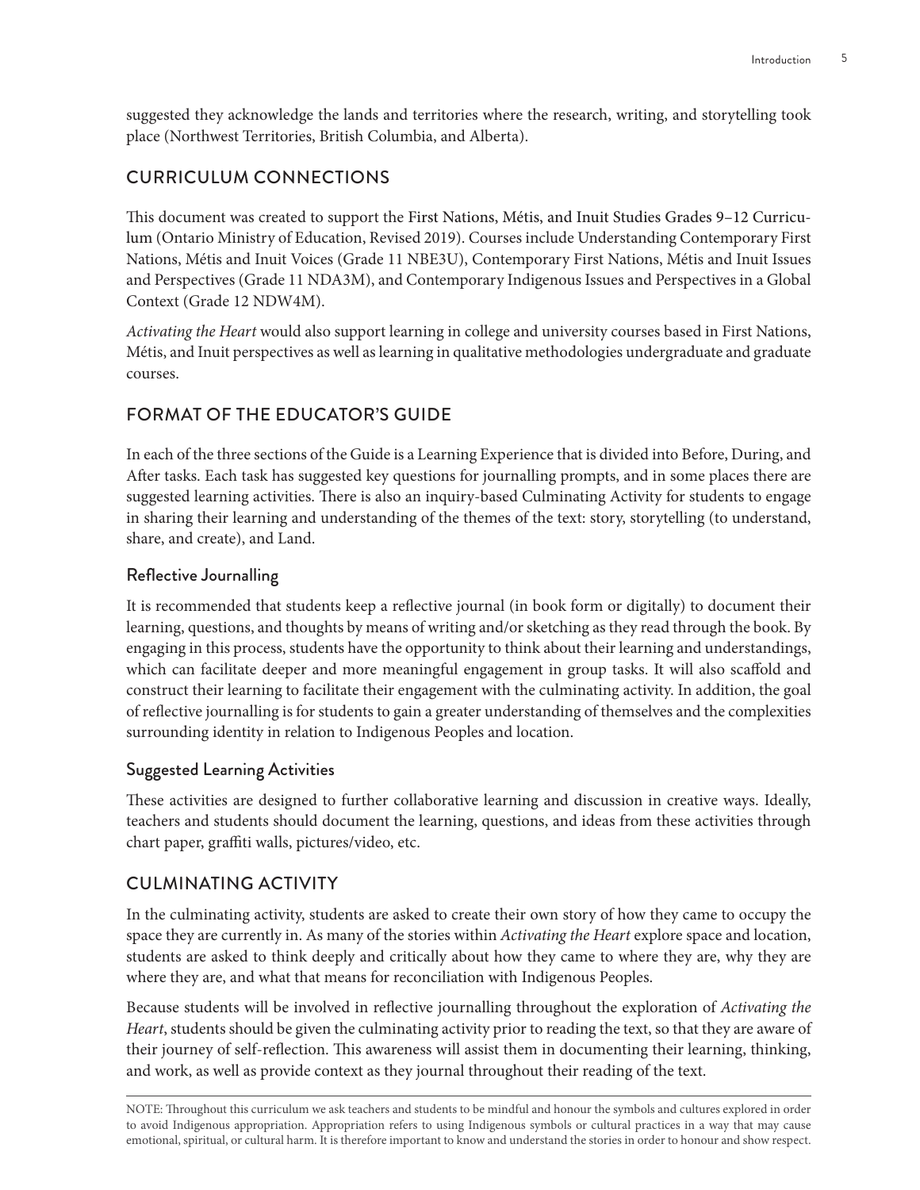suggested they acknowledge the lands and territories where the research, writing, and storytelling took place (Northwest Territories, British Columbia, and Alberta).

## CURRICULUM CONNECTIONS

This document was created to support the First Nations, Métis, and Inuit Studies Grades 9–12 Curriculum (Ontario Ministry of Education, Revised 2019). Courses include Understanding Contemporary First Nations, Métis and Inuit Voices (Grade 11 NBE3U), Contemporary First Nations, Métis and Inuit Issues and Perspectives (Grade 11 NDA3M), and Contemporary Indigenous Issues and Perspectives in a Global Context (Grade 12 NDW4M).

*Activating the Heart* would also support learning in college and university courses based in First Nations, Métis, and Inuit perspectives as well as learning in qualitative methodologies undergraduate and graduate courses.

## FORMAT OF THE EDUCATOR'S GUIDE

In each of the three sections of the Guide is a Learning Experience that is divided into Before, During, and After tasks. Each task has suggested key questions for journalling prompts, and in some places there are suggested learning activities. There is also an inquiry-based Culminating Activity for students to engage in sharing their learning and understanding of the themes of the text: story, storytelling (to understand, share, and create), and Land.

### Reflective Journalling

It is recommended that students keep a reflective journal (in book form or digitally) to document their learning, questions, and thoughts by means of writing and/or sketching as they read through the book. By engaging in this process, students have the opportunity to think about their learning and understandings, which can facilitate deeper and more meaningful engagement in group tasks. It will also scaffold and construct their learning to facilitate their engagement with the culminating activity. In addition, the goal of reflective journalling is for students to gain a greater understanding of themselves and the complexities surrounding identity in relation to Indigenous Peoples and location.

### Suggested Learning Activities

These activities are designed to further collaborative learning and discussion in creative ways. Ideally, teachers and students should document the learning, questions, and ideas from these activities through chart paper, graffiti walls, pictures/video, etc.

## CULMINATING ACTIVITY

In the culminating activity, students are asked to create their own story of how they came to occupy the space they are currently in. As many of the stories within *Activating the Heart* explore space and location, students are asked to think deeply and critically about how they came to where they are, why they are where they are, and what that means for reconciliation with Indigenous Peoples.

Because students will be involved in reflective journalling throughout the exploration of *Activating the Heart*, students should be given the culminating activity prior to reading the text, so that they are aware of their journey of self-reflection. This awareness will assist them in documenting their learning, thinking, and work, as well as provide context as they journal throughout their reading of the text.

---

NOTE: Throughout this curriculum we ask teachers and students to be mindful and honour the symbols and cultures explored in order to avoid Indigenous appropriation. Appropriation refers to using Indigenous symbols or cultural practices in a way that may cause emotional, spiritual, or cultural harm. It is therefore important to know and understand the stories in order to honour and show respect.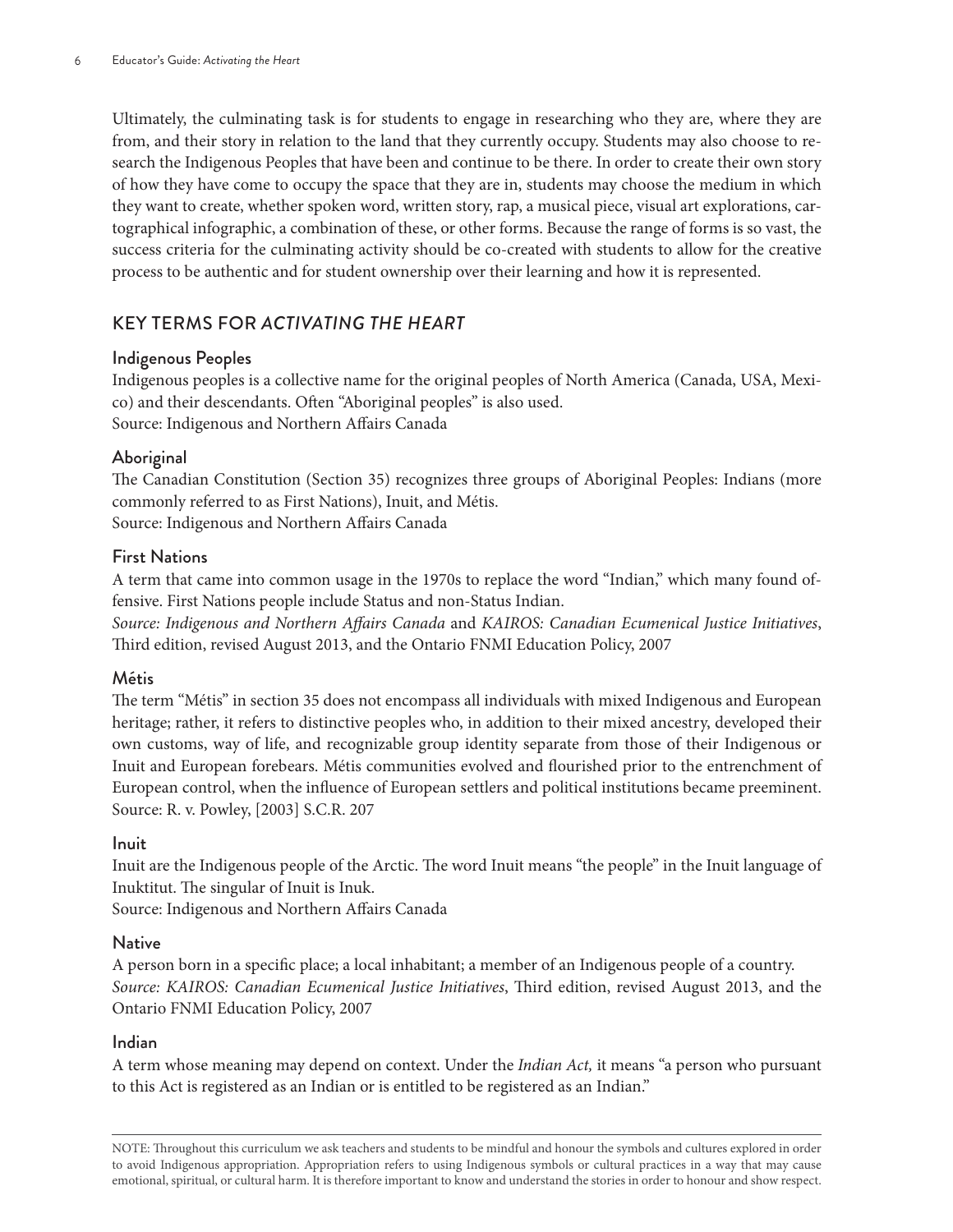Ultimately, the culminating task is for students to engage in researching who they are, where they are from, and their story in relation to the land that they currently occupy. Students may also choose to research the Indigenous Peoples that have been and continue to be there. In order to create their own story of how they have come to occupy the space that they are in, students may choose the medium in which they want to create, whether spoken word, written story, rap, a musical piece, visual art explorations, cartographical infographic, a combination of these, or other forms. Because the range of forms is so vast, the success criteria for the culminating activity should be co-created with students to allow for the creative process to be authentic and for student ownership over their learning and how it is represented.

## KEY TERMS FOR *ACTIVATING THE HEART*

### Indigenous Peoples

Indigenous peoples is a collective name for the original peoples of North America (Canada, USA, Mexico) and their descendants. Often "Aboriginal peoples" is also used.
Source: Indigenous and Northern Affairs Canada

### Aboriginal

The Canadian Constitution (Section 35) recognizes three groups of Aboriginal Peoples: Indians (more commonly referred to as First Nations), Inuit, and Métis.
Source: Indigenous and Northern Affairs Canada

### First Nations

A term that came into common usage in the 1970s to replace the word "Indian," which many found offensive. First Nations people include Status and non-Status Indian.
*Source: Indigenous and Northern Affairs Canada* and *KAIROS: Canadian Ecumenical Justice Initiatives*, Third edition, revised August 2013, and the Ontario FNMI Education Policy, 2007

### Métis

The term "Métis" in section 35 does not encompass all individuals with mixed Indigenous and European heritage; rather, it refers to distinctive peoples who, in addition to their mixed ancestry, developed their own customs, way of life, and recognizable group identity separate from those of their Indigenous or Inuit and European forebears. Métis communities evolved and flourished prior to the entrenchment of European control, when the influence of European settlers and political institutions became preeminent.
Source: R. v. Powley, [2003] S.C.R. 207

### Inuit

Inuit are the Indigenous people of the Arctic. The word Inuit means "the people" in the Inuit language of Inuktitut. The singular of Inuit is Inuk.
Source: Indigenous and Northern Affairs Canada

### Native

A person born in a specific place; a local inhabitant; a member of an Indigenous people of a country.
*Source: KAIROS: Canadian Ecumenical Justice Initiatives*, Third edition, revised August 2013, and the Ontario FNMI Education Policy, 2007

### Indian

A term whose meaning may depend on context. Under the *Indian Act,* it means "a person who pursuant to this Act is registered as an Indian or is entitled to be registered as an Indian."

---

NOTE: Throughout this curriculum we ask teachers and students to be mindful and honour the symbols and cultures explored in order to avoid Indigenous appropriation. Appropriation refers to using Indigenous symbols or cultural practices in a way that may cause emotional, spiritual, or cultural harm. It is therefore important to know and understand the stories in order to honour and show respect.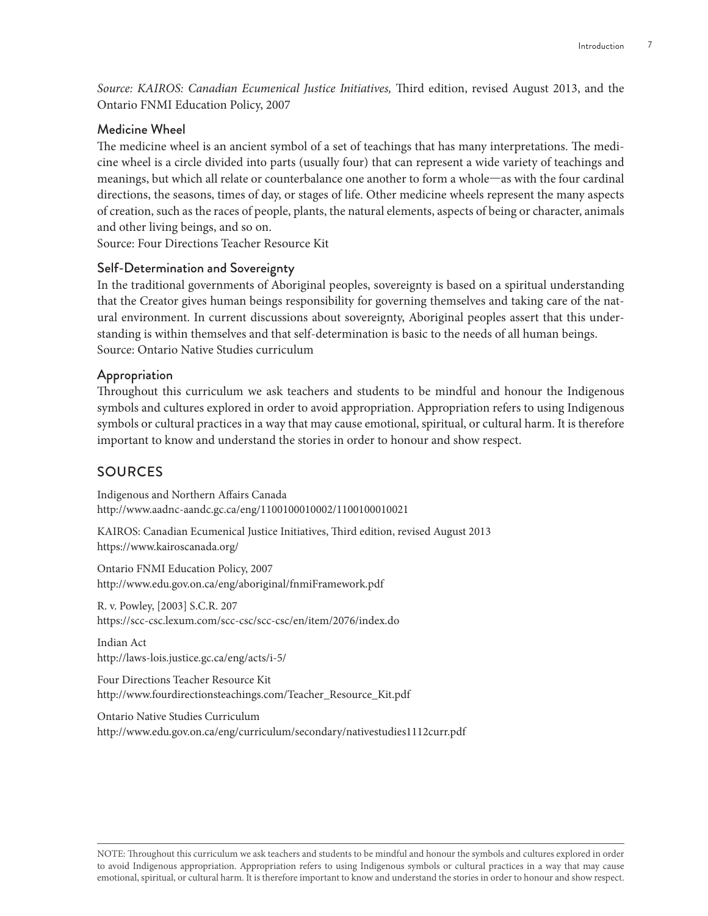*Source: KAIROS: Canadian Ecumenical Justice Initiatives,* Third edition, revised August 2013, and the Ontario FNMI Education Policy, 2007

### Medicine Wheel

The medicine wheel is an ancient symbol of a set of teachings that has many interpretations. The medicine wheel is a circle divided into parts (usually four) that can represent a wide variety of teachings and meanings, but which all relate or counterbalance one another to form a whole—as with the four cardinal directions, the seasons, times of day, or stages of life. Other medicine wheels represent the many aspects of creation, such as the races of people, plants, the natural elements, aspects of being or character, animals and other living beings, and so on.
Source: Four Directions Teacher Resource Kit

### Self-Determination and Sovereignty

In the traditional governments of Aboriginal peoples, sovereignty is based on a spiritual understanding that the Creator gives human beings responsibility for governing themselves and taking care of the natural environment. In current discussions about sovereignty, Aboriginal peoples assert that this understanding is within themselves and that self-determination is basic to the needs of all human beings.
Source: Ontario Native Studies curriculum

### Appropriation

Throughout this curriculum we ask teachers and students to be mindful and honour the Indigenous symbols and cultures explored in order to avoid appropriation. Appropriation refers to using Indigenous symbols or cultural practices in a way that may cause emotional, spiritual, or cultural harm. It is therefore important to know and understand the stories in order to honour and show respect.

## SOURCES

Indigenous and Northern Affairs Canada
http://www.aadnc-aandc.gc.ca/eng/1100100010002/1100100010021

KAIROS: Canadian Ecumenical Justice Initiatives, Third edition, revised August 2013
https://www.kairoscanada.org/

Ontario FNMI Education Policy, 2007
http://www.edu.gov.on.ca/eng/aboriginal/fnmiFramework.pdf

R. v. Powley, [2003] S.C.R. 207
https://scc-csc.lexum.com/scc-csc/scc-csc/en/item/2076/index.do

Indian Act
http://laws-lois.justice.gc.ca/eng/acts/i-5/

Four Directions Teacher Resource Kit
http://www.fourdirectionsteachings.com/Teacher_Resource_Kit.pdf

Ontario Native Studies Curriculum
http://www.edu.gov.on.ca/eng/curriculum/secondary/nativestudies1112curr.pdf

NOTE: Throughout this curriculum we ask teachers and students to be mindful and honour the symbols and cultures explored in order to avoid Indigenous appropriation. Appropriation refers to using Indigenous symbols or cultural practices in a way that may cause emotional, spiritual, or cultural harm. It is therefore important to know and understand the stories in order to honour and show respect.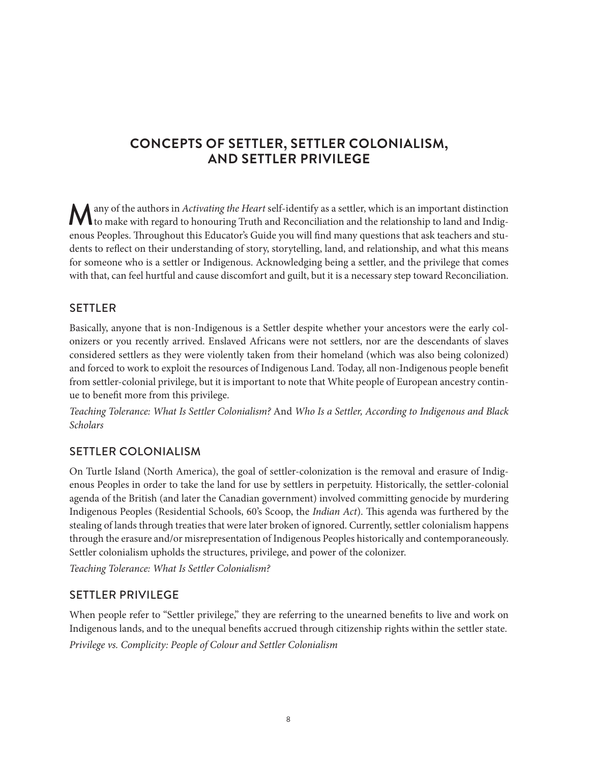# CONCEPTS OF SETTLER, SETTLER COLONIALISM, AND SETTLER PRIVILEGE

Many of the authors in *Activating the Heart* self-identify as a settler, which is an important distinction to make with regard to honouring Truth and Reconciliation and the relationship to land and Indigenous Peoples. Throughout this Educator's Guide you will find many questions that ask teachers and students to reflect on their understanding of story, storytelling, land, and relationship, and what this means for someone who is a settler or Indigenous. Acknowledging being a settler, and the privilege that comes with that, can feel hurtful and cause discomfort and guilt, but it is a necessary step toward Reconciliation.

## SETTLER

Basically, anyone that is non-Indigenous is a Settler despite whether your ancestors were the early colonizers or you recently arrived. Enslaved Africans were not settlers, nor are the descendants of slaves considered settlers as they were violently taken from their homeland (which was also being colonized) and forced to work to exploit the resources of Indigenous Land. Today, all non-Indigenous people benefit from settler-colonial privilege, but it is important to note that White people of European ancestry continue to benefit more from this privilege.

*Teaching Tolerance: What Is Settler Colonialism?* And *Who Is a Settler, According to Indigenous and Black Scholars*

## SETTLER COLONIALISM

On Turtle Island (North America), the goal of settler-colonization is the removal and erasure of Indigenous Peoples in order to take the land for use by settlers in perpetuity. Historically, the settler-colonial agenda of the British (and later the Canadian government) involved committing genocide by murdering Indigenous Peoples (Residential Schools, 60's Scoop, the *Indian Act*). This agenda was furthered by the stealing of lands through treaties that were later broken of ignored. Currently, settler colonialism happens through the erasure and/or misrepresentation of Indigenous Peoples historically and contemporaneously. Settler colonialism upholds the structures, privilege, and power of the colonizer.

*Teaching Tolerance: What Is Settler Colonialism?*

## SETTLER PRIVILEGE

When people refer to "Settler privilege," they are referring to the unearned benefits to live and work on Indigenous lands, and to the unequal benefits accrued through citizenship rights within the settler state.

*Privilege vs. Complicity: People of Colour and Settler Colonialism*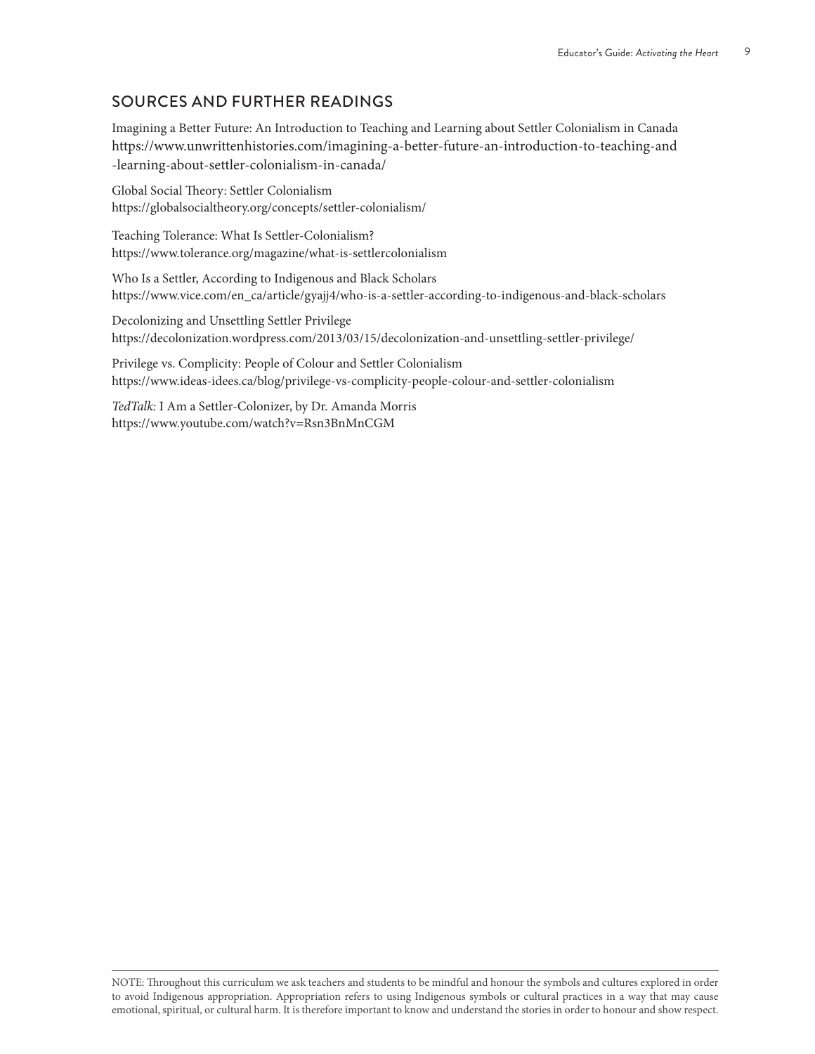## SOURCES AND FURTHER READINGS

Imagining a Better Future: An Introduction to Teaching and Learning about Settler Colonialism in Canada
https://www.unwrittenhistories.com/imagining-a-better-future-an-introduction-to-teaching-and-learning-about-settler-colonialism-in-canada/

Global Social Theory: Settler Colonialism
https://globalsocialtheory.org/concepts/settler-colonialism/

Teaching Tolerance: What Is Settler-Colonialism?
https://www.tolerance.org/magazine/what-is-settlercolonialism

Who Is a Settler, According to Indigenous and Black Scholars
https://www.vice.com/en_ca/article/gyajj4/who-is-a-settler-according-to-indigenous-and-black-scholars

Decolonizing and Unsettling Settler Privilege
https://decolonization.wordpress.com/2013/03/15/decolonization-and-unsettling-settler-privilege/

Privilege vs. Complicity: People of Colour and Settler Colonialism
https://www.ideas-idees.ca/blog/privilege-vs-complicity-people-colour-and-settler-colonialism

*TedTalk:* I Am a Settler-Colonizer, by Dr. Amanda Morris
https://www.youtube.com/watch?v=Rsn3BnMnCGM

NOTE: Throughout this curriculum we ask teachers and students to be mindful and honour the symbols and cultures explored in order to avoid Indigenous appropriation. Appropriation refers to using Indigenous symbols or cultural practices in a way that may cause emotional, spiritual, or cultural harm. It is therefore important to know and understand the stories in order to honour and show respect.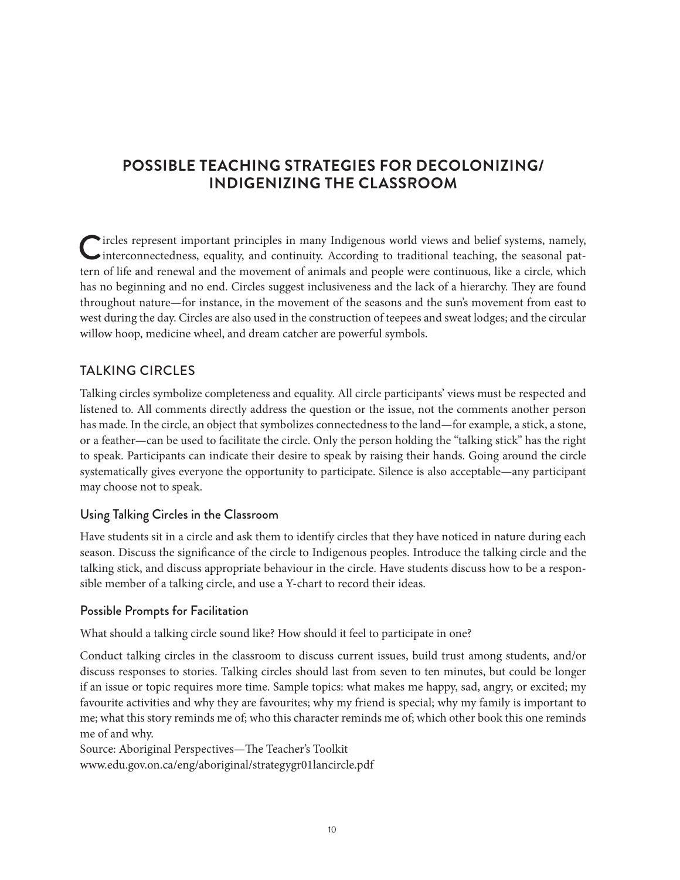# POSSIBLE TEACHING STRATEGIES FOR DECOLONIZING/ INDIGENIZING THE CLASSROOM

Circles represent important principles in many Indigenous world views and belief systems, namely, interconnectedness, equality, and continuity. According to traditional teaching, the seasonal pattern of life and renewal and the movement of animals and people were continuous, like a circle, which has no beginning and no end. Circles suggest inclusiveness and the lack of a hierarchy. They are found throughout nature—for instance, in the movement of the seasons and the sun's movement from east to west during the day. Circles are also used in the construction of teepees and sweat lodges; and the circular willow hoop, medicine wheel, and dream catcher are powerful symbols.

## TALKING CIRCLES

Talking circles symbolize completeness and equality. All circle participants' views must be respected and listened to. All comments directly address the question or the issue, not the comments another person has made. In the circle, an object that symbolizes connectedness to the land—for example, a stick, a stone, or a feather—can be used to facilitate the circle. Only the person holding the "talking stick" has the right to speak. Participants can indicate their desire to speak by raising their hands. Going around the circle systematically gives everyone the opportunity to participate. Silence is also acceptable—any participant may choose not to speak.

### Using Talking Circles in the Classroom

Have students sit in a circle and ask them to identify circles that they have noticed in nature during each season. Discuss the significance of the circle to Indigenous peoples. Introduce the talking circle and the talking stick, and discuss appropriate behaviour in the circle. Have students discuss how to be a responsible member of a talking circle, and use a Y-chart to record their ideas.

### Possible Prompts for Facilitation

What should a talking circle sound like? How should it feel to participate in one?

Conduct talking circles in the classroom to discuss current issues, build trust among students, and/or discuss responses to stories. Talking circles should last from seven to ten minutes, but could be longer if an issue or topic requires more time. Sample topics: what makes me happy, sad, angry, or excited; my favourite activities and why they are favourites; why my friend is special; why my family is important to me; what this story reminds me of; who this character reminds me of; which other book this one reminds me of and why.

Source: Aboriginal Perspectives—The Teacher's Toolkit
www.edu.gov.on.ca/eng/aboriginal/strategygr01lancircle.pdf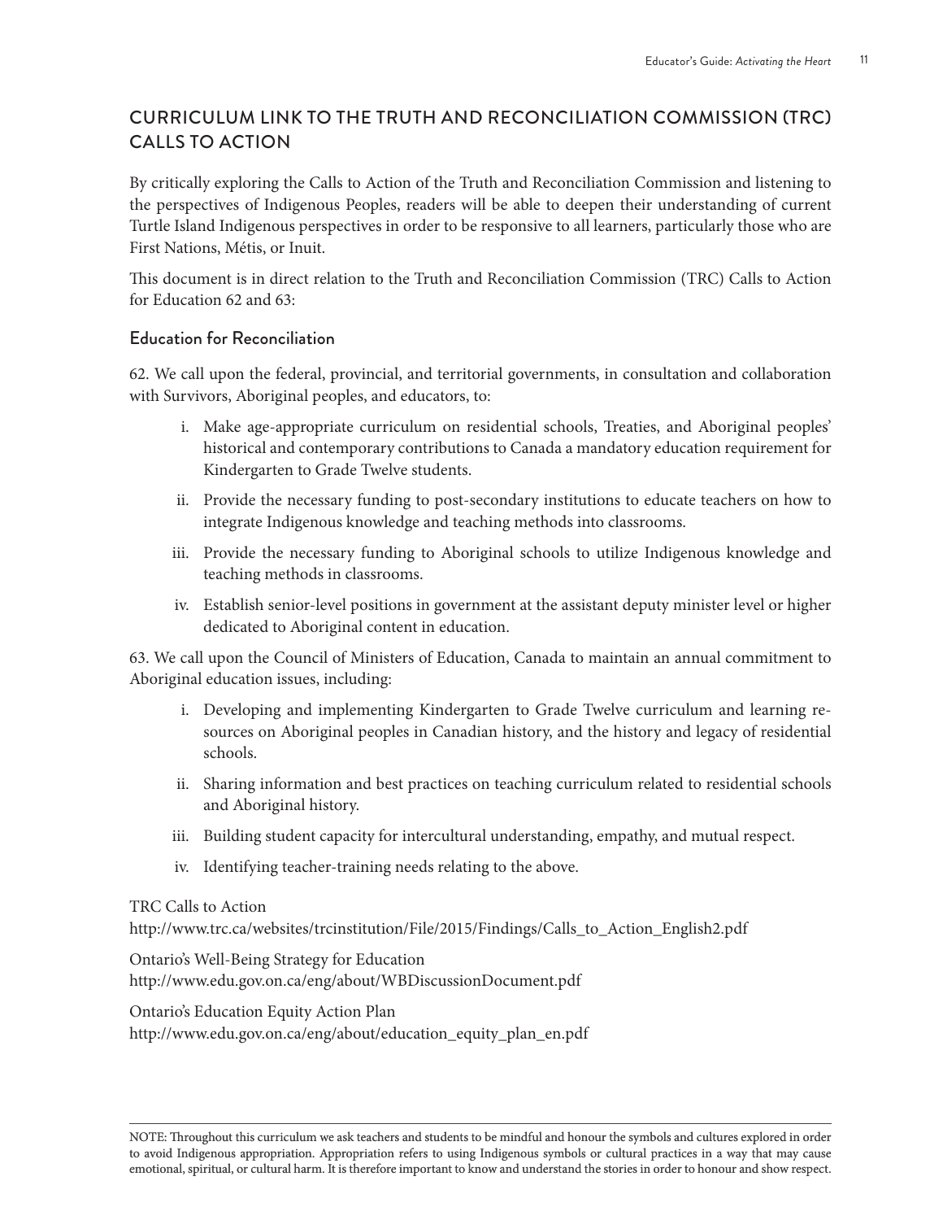## CURRICULUM LINK TO THE TRUTH AND RECONCILIATION COMMISSION (TRC) CALLS TO ACTION

By critically exploring the Calls to Action of the Truth and Reconciliation Commission and listening to the perspectives of Indigenous Peoples, readers will be able to deepen their understanding of current Turtle Island Indigenous perspectives in order to be responsive to all learners, particularly those who are First Nations, Métis, or Inuit.

This document is in direct relation to the Truth and Reconciliation Commission (TRC) Calls to Action for Education 62 and 63:

### Education for Reconciliation

62. We call upon the federal, provincial, and territorial governments, in consultation and collaboration with Survivors, Aboriginal peoples, and educators, to:

    i. Make age-appropriate curriculum on residential schools, Treaties, and Aboriginal peoples' historical and contemporary contributions to Canada a mandatory education requirement for Kindergarten to Grade Twelve students.

    ii. Provide the necessary funding to post-secondary institutions to educate teachers on how to integrate Indigenous knowledge and teaching methods into classrooms.

    iii. Provide the necessary funding to Aboriginal schools to utilize Indigenous knowledge and teaching methods in classrooms.

    iv. Establish senior-level positions in government at the assistant deputy minister level or higher dedicated to Aboriginal content in education.

63. We call upon the Council of Ministers of Education, Canada to maintain an annual commitment to Aboriginal education issues, including:

    i. Developing and implementing Kindergarten to Grade Twelve curriculum and learning resources on Aboriginal peoples in Canadian history, and the history and legacy of residential schools.

    ii. Sharing information and best practices on teaching curriculum related to residential schools and Aboriginal history.

    iii. Building student capacity for intercultural understanding, empathy, and mutual respect.

    iv. Identifying teacher-training needs relating to the above.

TRC Calls to Action
http://www.trc.ca/websites/trcinstitution/File/2015/Findings/Calls_to_Action_English2.pdf

Ontario's Well-Being Strategy for Education
http://www.edu.gov.on.ca/eng/about/WBDiscussionDocument.pdf

Ontario's Education Equity Action Plan
http://www.edu.gov.on.ca/eng/about/education_equity_plan_en.pdf

---

NOTE: Throughout this curriculum we ask teachers and students to be mindful and honour the symbols and cultures explored in order to avoid Indigenous appropriation. Appropriation refers to using Indigenous symbols or cultural practices in a way that may cause emotional, spiritual, or cultural harm. It is therefore important to know and understand the stories in order to honour and show respect.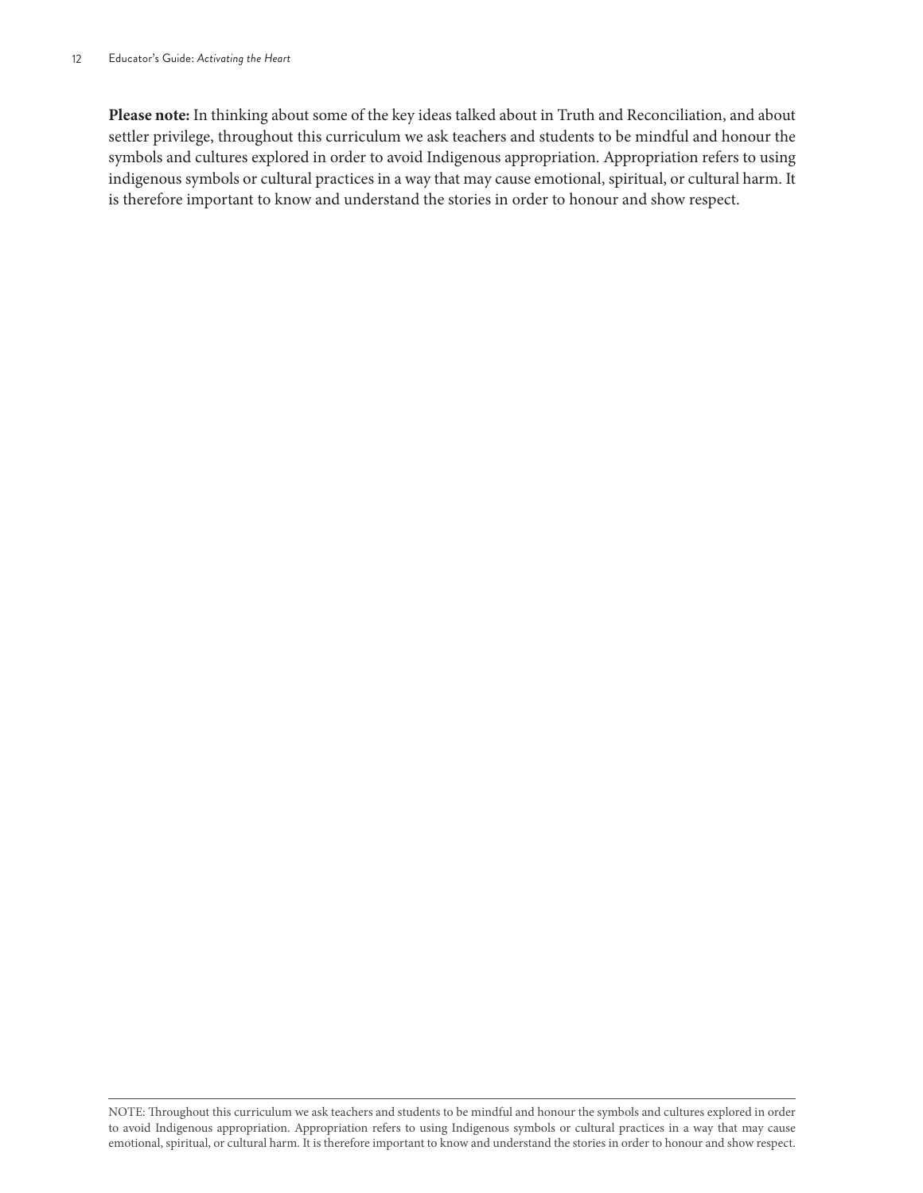**Please note:** In thinking about some of the key ideas talked about in Truth and Reconciliation, and about settler privilege, throughout this curriculum we ask teachers and students to be mindful and honour the symbols and cultures explored in order to avoid Indigenous appropriation. Appropriation refers to using indigenous symbols or cultural practices in a way that may cause emotional, spiritual, or cultural harm. It is therefore important to know and understand the stories in order to honour and show respect.

---

NOTE: Throughout this curriculum we ask teachers and students to be mindful and honour the symbols and cultures explored in order to avoid Indigenous appropriation. Appropriation refers to using Indigenous symbols or cultural practices in a way that may cause emotional, spiritual, or cultural harm. It is therefore important to know and understand the stories in order to honour and show respect.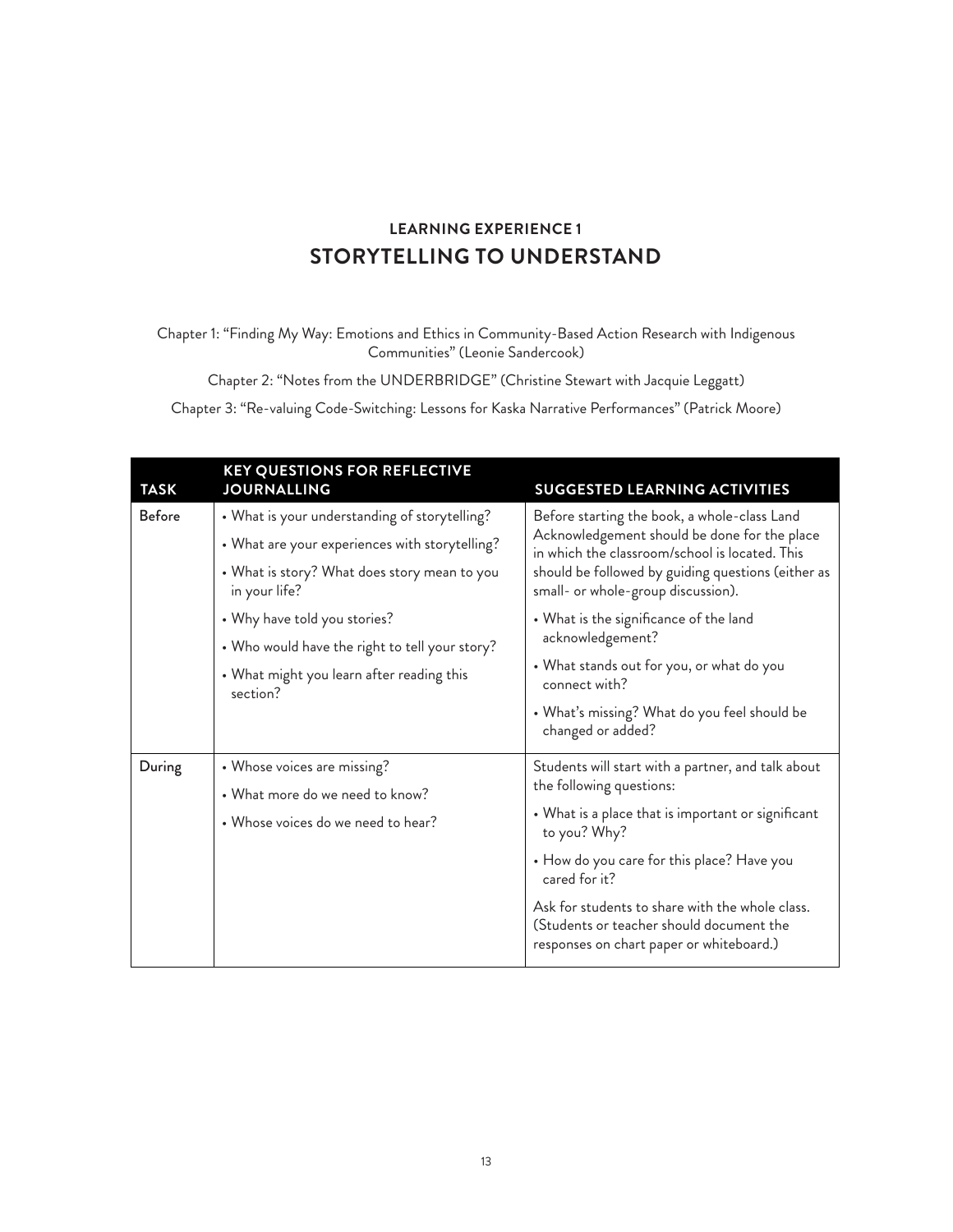## LEARNING EXPERIENCE 1

# STORYTELLING TO UNDERSTAND

Chapter 1: "Finding My Way: Emotions and Ethics in Community-Based Action Research with Indigenous Communities" (Leonie Sandercook)

Chapter 2: "Notes from the UNDERBRIDGE" (Christine Stewart with Jacquie Leggatt)

Chapter 3: "Re-valuing Code-Switching: Lessons for Kaska Narrative Performances" (Patrick Moore)

| TASK | KEY QUESTIONS FOR REFLECTIVE JOURNALLING | SUGGESTED LEARNING ACTIVITIES |
|---|---|---|
| Before | • What is your understanding of storytelling?<br>• What are your experiences with storytelling?<br>• What is story? What does story mean to you in your life?<br>• Why have told you stories?<br>• Who would have the right to tell your story?<br>• What might you learn after reading this section? | Before starting the book, a whole-class Land Acknowledgement should be done for the place in which the classroom/school is located. This should be followed by guiding questions (either as small- or whole-group discussion).<br>• What is the significance of the land acknowledgement?<br>• What stands out for you, or what do you connect with?<br>• What's missing? What do you feel should be changed or added? |
| During | • Whose voices are missing?<br>• What more do we need to know?<br>• Whose voices do we need to hear? | Students will start with a partner, and talk about the following questions:<br>• What is a place that is important or significant to you? Why?<br>• How do you care for this place? Have you cared for it?<br>Ask for students to share with the whole class. (Students or teacher should document the responses on chart paper or whiteboard.) |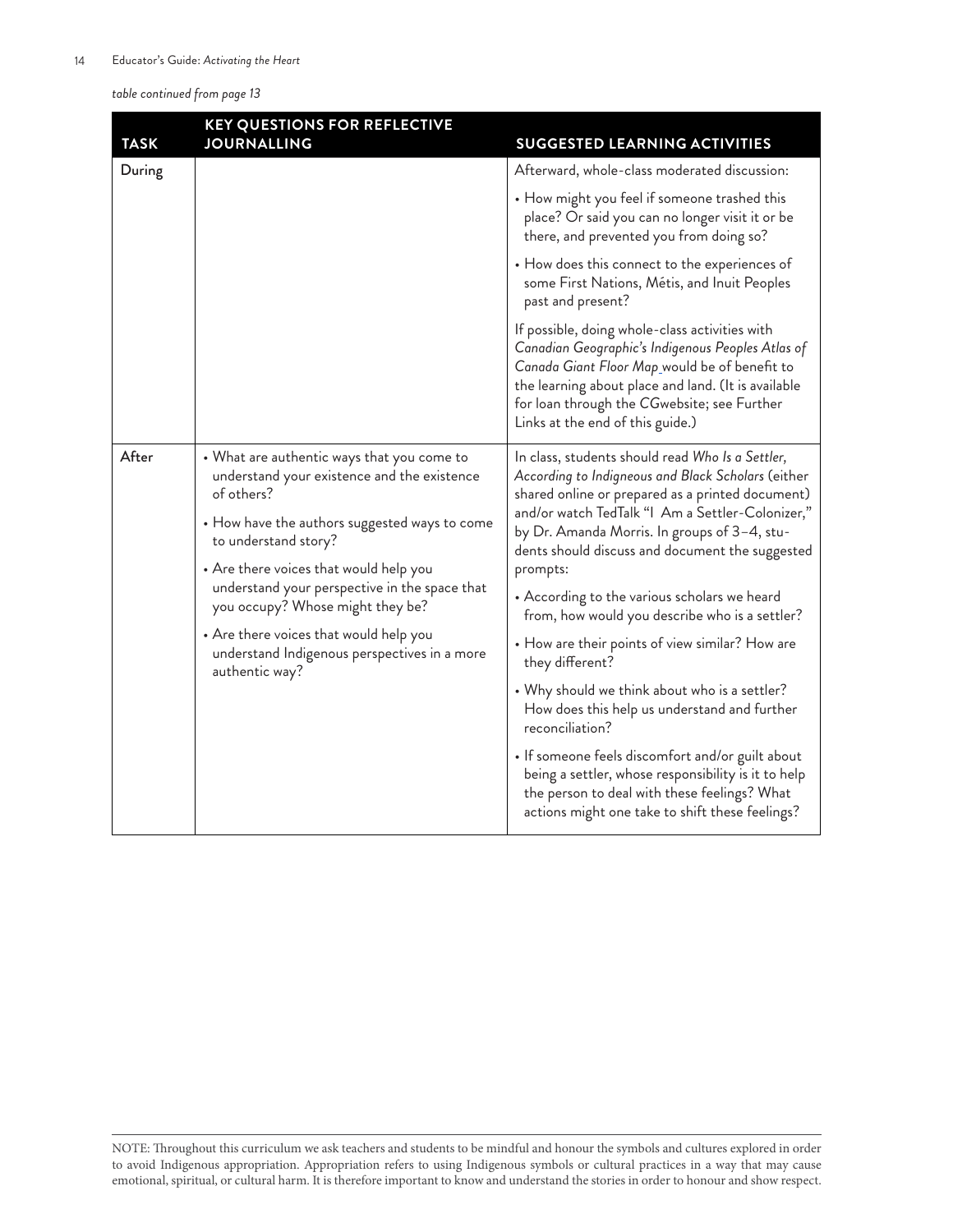*table continued from page 13*

| TASK | KEY QUESTIONS FOR REFLECTIVE JOURNALLING | SUGGESTED LEARNING ACTIVITIES |
|---|---|---|
| During | | Afterward, whole-class moderated discussion:<br>• How might you feel if someone trashed this place? Or said you can no longer visit it or be there, and prevented you from doing so?<br>• How does this connect to the experiences of some First Nations, Métis, and Inuit Peoples past and present?<br>If possible, doing whole-class activities with *Canadian Geographic's Indigenous Peoples Atlas of Canada Giant Floor Map* would be of benefit to the learning about place and land. (It is available for loan through the *CG*website; see Further Links at the end of this guide.) |
| After | • What are authentic ways that you come to understand your existence and the existence of others?<br>• How have the authors suggested ways to come to understand story?<br>• Are there voices that would help you understand your perspective in the space that you occupy? Whose might they be?<br>• Are there voices that would help you understand Indigenous perspectives in a more authentic way? | In class, students should read *Who Is a Settler, According to Indigneous and Black Scholars* (either shared online or prepared as a printed document) and/or watch TedTalk "I Am a Settler-Colonizer," by Dr. Amanda Morris. In groups of 3–4, students should discuss and document the suggested prompts:<br>• According to the various scholars we heard from, how would you describe who is a settler?<br>• How are their points of view similar? How are they different?<br>• Why should we think about who is a settler? How does this help us understand and further reconciliation?<br>• If someone feels discomfort and/or guilt about being a settler, whose responsibility is it to help the person to deal with these feelings? What actions might one take to shift these feelings? |

NOTE: Throughout this curriculum we ask teachers and students to be mindful and honour the symbols and cultures explored in order to avoid Indigenous appropriation. Appropriation refers to using Indigenous symbols or cultural practices in a way that may cause emotional, spiritual, or cultural harm. It is therefore important to know and understand the stories in order to honour and show respect.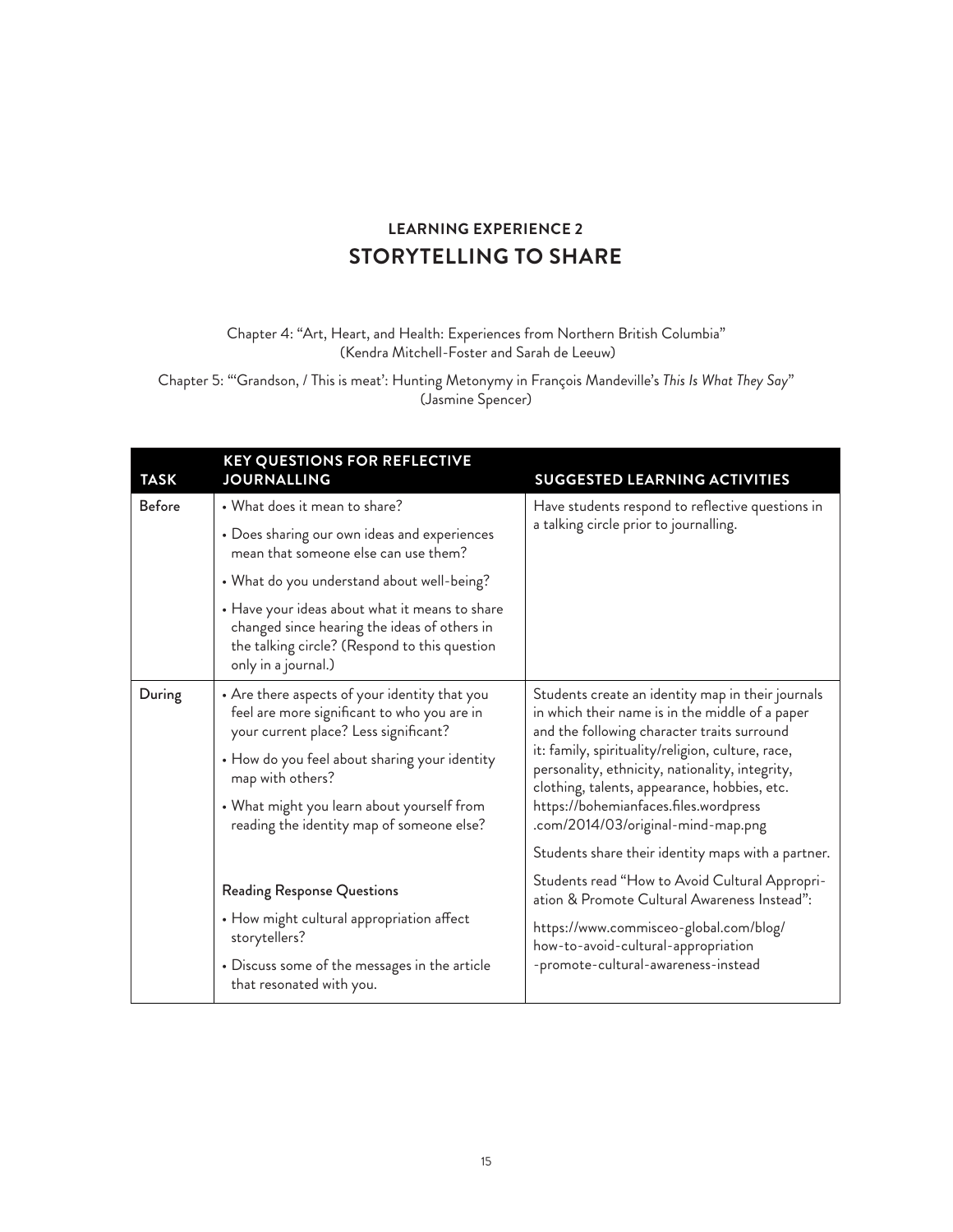## LEARNING EXPERIENCE 2
# STORYTELLING TO SHARE

Chapter 4: "Art, Heart, and Health: Experiences from Northern British Columbia" (Kendra Mitchell-Foster and Sarah de Leeuw)

Chapter 5: "'Grandson, / This is meat': Hunting Metonymy in François Mandeville's *This Is What They Say*" (Jasmine Spencer)

| TASK | KEY QUESTIONS FOR REFLECTIVE JOURNALLING | SUGGESTED LEARNING ACTIVITIES |
|---|---|---|
| Before | • What does it mean to share?<br>• Does sharing our own ideas and experiences mean that someone else can use them?<br>• What do you understand about well-being?<br>• Have your ideas about what it means to share changed since hearing the ideas of others in the talking circle? (Respond to this question only in a journal.) | Have students respond to reflective questions in a talking circle prior to journalling. |
| During | • Are there aspects of your identity that you feel are more significant to who you are in your current place? Less significant?<br>• How do you feel about sharing your identity map with others?<br>• What might you learn about yourself from reading the identity map of someone else?<br><br>Reading Response Questions<br>• How might cultural appropriation affect storytellers?<br>• Discuss some of the messages in the article that resonated with you. | Students create an identity map in their journals in which their name is in the middle of a paper and the following character traits surround it: family, spirituality/religion, culture, race, personality, ethnicity, nationality, integrity, clothing, talents, appearance, hobbies, etc. https://bohemianfaces.files.wordpress.com/2014/03/original-mind-map.png<br><br>Students share their identity maps with a partner.<br><br>Students read "How to Avoid Cultural Appropriation & Promote Cultural Awareness Instead":<br>https://www.commisceo-global.com/blog/how-to-avoid-cultural-appropriation-promote-cultural-awareness-instead |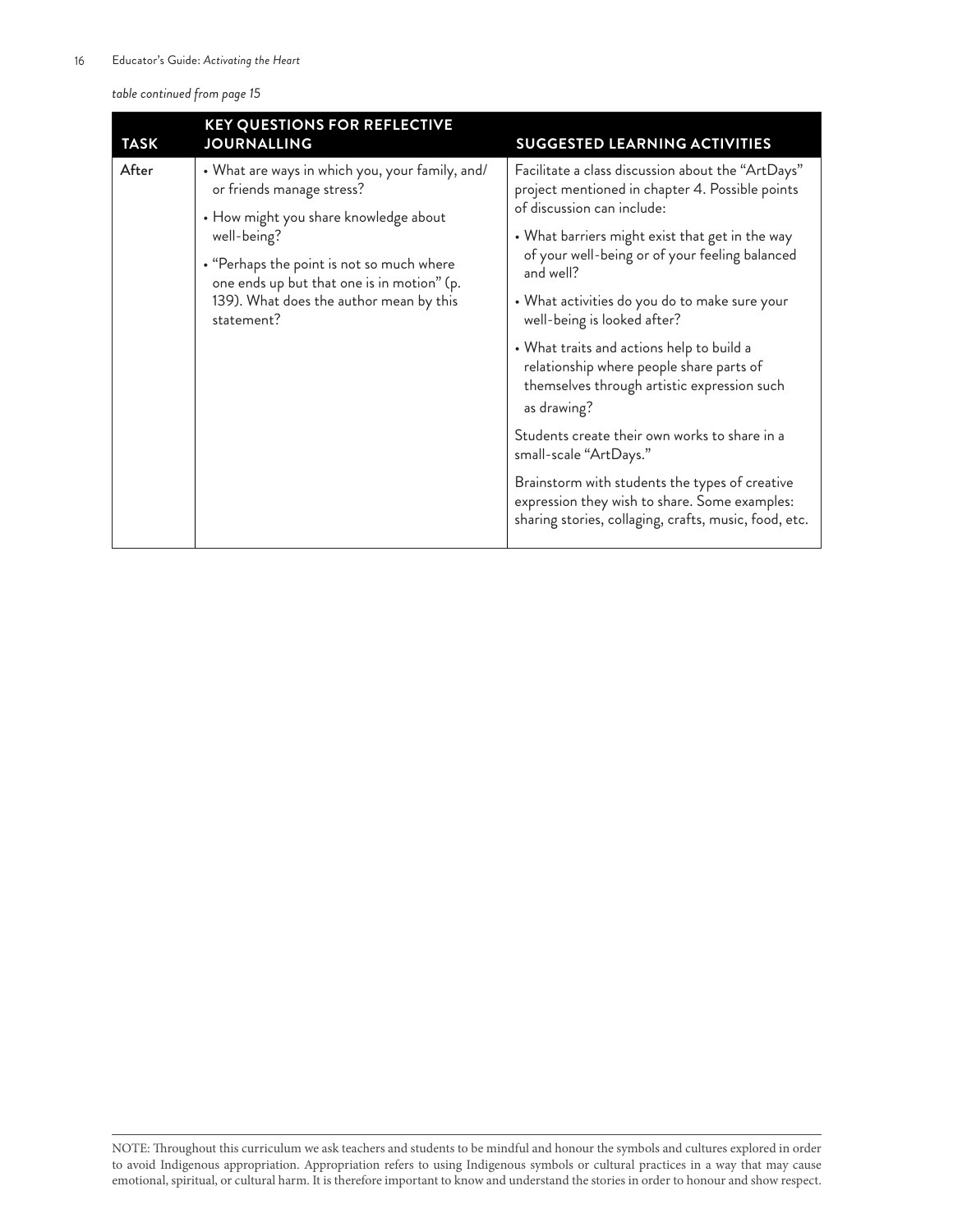*table continued from page 15*

| TASK | KEY QUESTIONS FOR REFLECTIVE JOURNALLING | SUGGESTED LEARNING ACTIVITIES |
|---|---|---|
| After | • What are ways in which you, your family, and/or friends manage stress?<br>• How might you share knowledge about well-being?<br>• "Perhaps the point is not so much where one ends up but that one is in motion" (p. 139). What does the author mean by this statement? | Facilitate a class discussion about the "ArtDays" project mentioned in chapter 4. Possible points of discussion can include:<br>• What barriers might exist that get in the way of your well-being or of your feeling balanced and well?<br>• What activities do you do to make sure your well-being is looked after?<br>• What traits and actions help to build a relationship where people share parts of themselves through artistic expression such as drawing?<br>Students create their own works to share in a small-scale "ArtDays."<br>Brainstorm with students the types of creative expression they wish to share. Some examples: sharing stories, collaging, crafts, music, food, etc. |

NOTE: Throughout this curriculum we ask teachers and students to be mindful and honour the symbols and cultures explored in order to avoid Indigenous appropriation. Appropriation refers to using Indigenous symbols or cultural practices in a way that may cause emotional, spiritual, or cultural harm. It is therefore important to know and understand the stories in order to honour and show respect.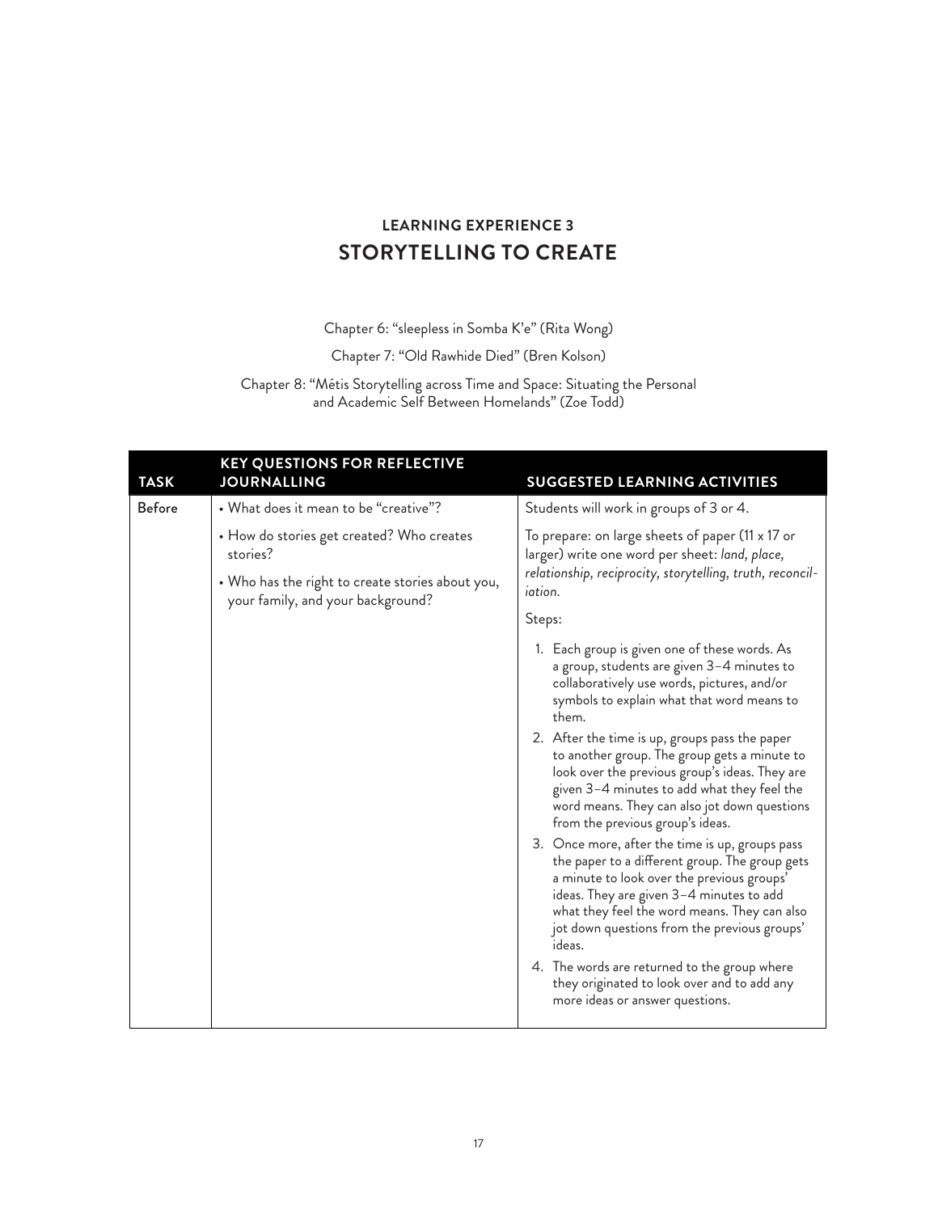## LEARNING EXPERIENCE 3
# STORYTELLING TO CREATE

Chapter 6: "sleepless in Somba K'e" (Rita Wong)

Chapter 7: "Old Rawhide Died" (Bren Kolson)

Chapter 8: "Métis Storytelling across Time and Space: Situating the Personal and Academic Self Between Homelands" (Zoe Todd)

| TASK | KEY QUESTIONS FOR REFLECTIVE JOURNALLING | SUGGESTED LEARNING ACTIVITIES |
|---|---|---|
| Before | • What does it mean to be "creative"?<br>• How do stories get created? Who creates stories?<br>• Who has the right to create stories about you, your family, and your background? | Students will work in groups of 3 or 4.<br>To prepare: on large sheets of paper (11 x 17 or larger) write one word per sheet: *land, place, relationship, reciprocity, storytelling, truth, reconciliation.*<br>Steps:<br>1. Each group is given one of these words. As a group, students are given 3–4 minutes to collaboratively use words, pictures, and/or symbols to explain what that word means to them.<br>2. After the time is up, groups pass the paper to another group. The group gets a minute to look over the previous group's ideas. They are given 3–4 minutes to add what they feel the word means. They can also jot down questions from the previous group's ideas.<br>3. Once more, after the time is up, groups pass the paper to a different group. The group gets a minute to look over the previous groups' ideas. They are given 3–4 minutes to add what they feel the word means. They can also jot down questions from the previous groups' ideas.<br>4. The words are returned to the group where they originated to look over and to add any more ideas or answer questions. |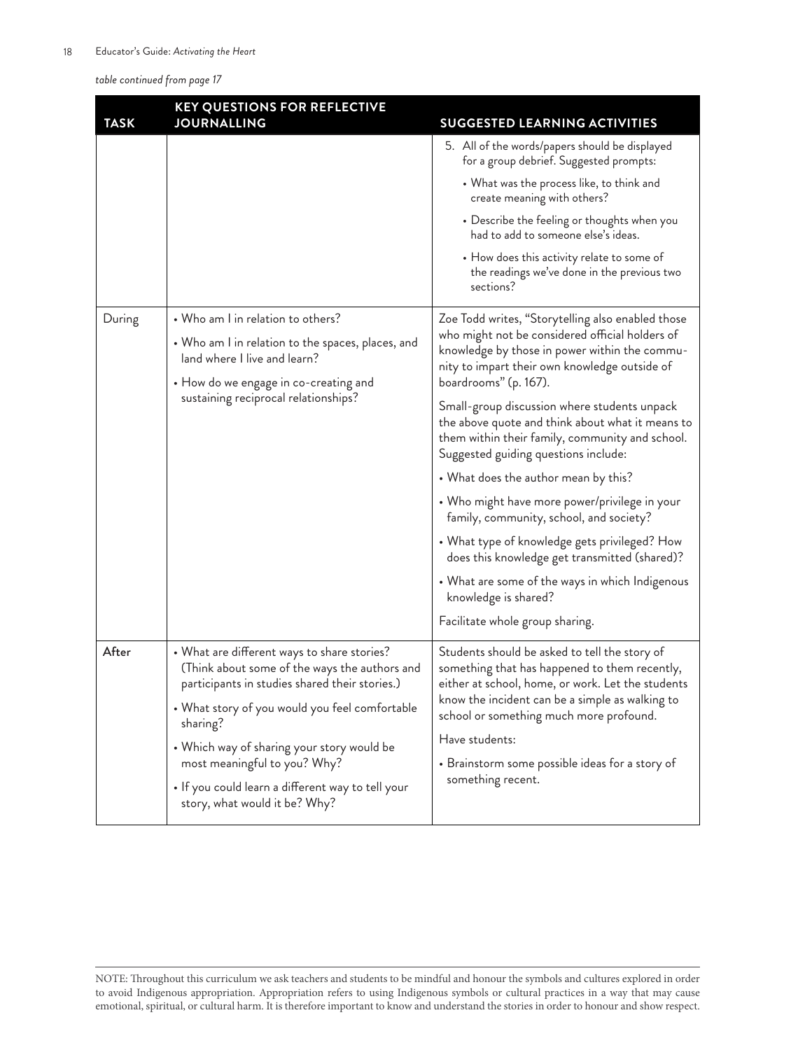*table continued from page 17*

| TASK | KEY QUESTIONS FOR REFLECTIVE JOURNALLING | SUGGESTED LEARNING ACTIVITIES |
|---|---|---|
| | | 5. All of the words/papers should be displayed for a group debrief. Suggested prompts:<br>• What was the process like, to think and create meaning with others?<br>• Describe the feeling or thoughts when you had to add to someone else's ideas.<br>• How does this activity relate to some of the readings we've done in the previous two sections? |
| During | • Who am I in relation to others?<br>• Who am I in relation to the spaces, places, and land where I live and learn?<br>• How do we engage in co-creating and sustaining reciprocal relationships? | Zoe Todd writes, "Storytelling also enabled those who might not be considered official holders of knowledge by those in power within the community to impart their own knowledge outside of boardrooms" (p. 167).<br>Small-group discussion where students unpack the above quote and think about what it means to them within their family, community and school. Suggested guiding questions include:<br>• What does the author mean by this?<br>• Who might have more power/privilege in your family, community, school, and society?<br>• What type of knowledge gets privileged? How does this knowledge get transmitted (shared)?<br>• What are some of the ways in which Indigenous knowledge is shared?<br>Facilitate whole group sharing. |
| After | • What are different ways to share stories? (Think about some of the ways the authors and participants in studies shared their stories.)<br>• What story of you would you feel comfortable sharing?<br>• Which way of sharing your story would be most meaningful to you? Why?<br>• If you could learn a different way to tell your story, what would it be? Why? | Students should be asked to tell the story of something that has happened to them recently, either at school, home, or work. Let the students know the incident can be a simple as walking to school or something much more profound.<br>Have students:<br>• Brainstorm some possible ideas for a story of something recent. |

NOTE: Throughout this curriculum we ask teachers and students to be mindful and honour the symbols and cultures explored in order to avoid Indigenous appropriation. Appropriation refers to using Indigenous symbols or cultural practices in a way that may cause emotional, spiritual, or cultural harm. It is therefore important to know and understand the stories in order to honour and show respect.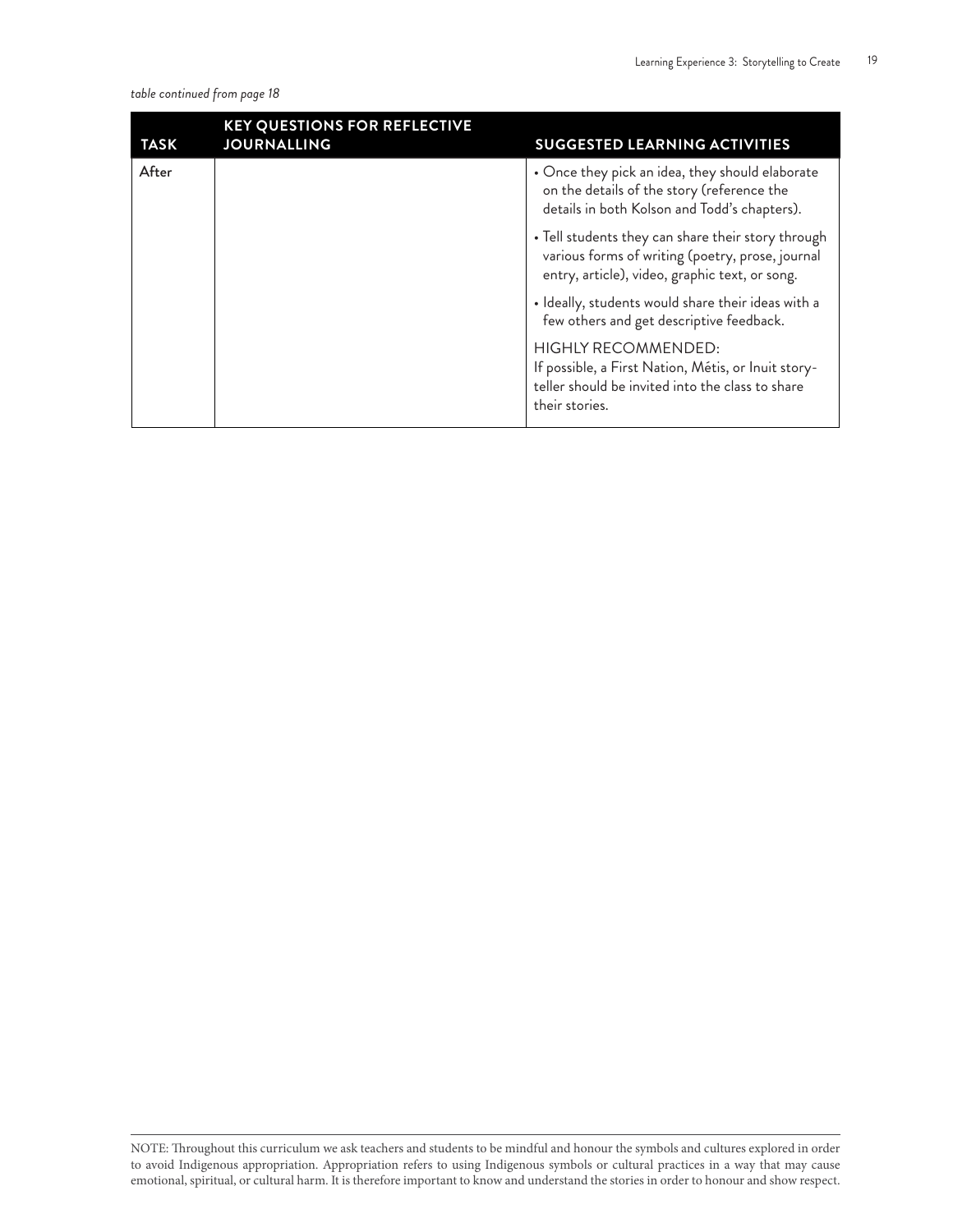*table continued from page 18*

| TASK | KEY QUESTIONS FOR REFLECTIVE JOURNALLING | SUGGESTED LEARNING ACTIVITIES |
|---|---|---|
| After | | • Once they pick an idea, they should elaborate on the details of the story (reference the details in both Kolson and Todd's chapters).<br><br>• Tell students they can share their story through various forms of writing (poetry, prose, journal entry, article), video, graphic text, or song.<br><br>• Ideally, students would share their ideas with a few others and get descriptive feedback.<br><br>HIGHLY RECOMMENDED:<br>If possible, a First Nation, Métis, or Inuit storyteller should be invited into the class to share their stories. |

NOTE: Throughout this curriculum we ask teachers and students to be mindful and honour the symbols and cultures explored in order to avoid Indigenous appropriation. Appropriation refers to using Indigenous symbols or cultural practices in a way that may cause emotional, spiritual, or cultural harm. It is therefore important to know and understand the stories in order to honour and show respect.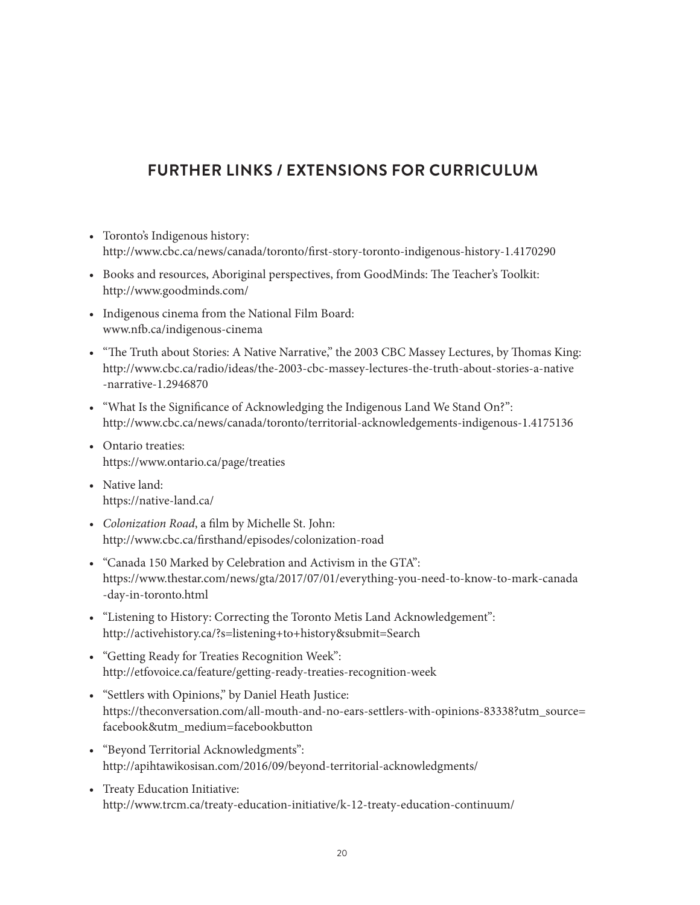## FURTHER LINKS / EXTENSIONS FOR CURRICULUM

- Toronto's Indigenous history:
  http://www.cbc.ca/news/canada/toronto/first-story-toronto-indigenous-history-1.4170290
- Books and resources, Aboriginal perspectives, from GoodMinds: The Teacher's Toolkit:
  http://www.goodminds.com/
- Indigenous cinema from the National Film Board:
  www.nfb.ca/indigenous-cinema
- "The Truth about Stories: A Native Narrative," the 2003 CBC Massey Lectures, by Thomas King:
  http://www.cbc.ca/radio/ideas/the-2003-cbc-massey-lectures-the-truth-about-stories-a-native-narrative-1.2946870
- "What Is the Significance of Acknowledging the Indigenous Land We Stand On?":
  http://www.cbc.ca/news/canada/toronto/territorial-acknowledgements-indigenous-1.4175136
- Ontario treaties:
  https://www.ontario.ca/page/treaties
- Native land:
  https://native-land.ca/
- *Colonization Road*, a film by Michelle St. John:
  http://www.cbc.ca/firsthand/episodes/colonization-road
- "Canada 150 Marked by Celebration and Activism in the GTA":
  https://www.thestar.com/news/gta/2017/07/01/everything-you-need-to-know-to-mark-canada-day-in-toronto.html
- "Listening to History: Correcting the Toronto Metis Land Acknowledgement":
  http://activehistory.ca/?s=listening+to+history&submit=Search
- "Getting Ready for Treaties Recognition Week":
  http://etfovoice.ca/feature/getting-ready-treaties-recognition-week
- "Settlers with Opinions," by Daniel Heath Justice:
  https://theconversation.com/all-mouth-and-no-ears-settlers-with-opinions-83338?utm_source=facebook&utm_medium=facebookbutton
- "Beyond Territorial Acknowledgments":
  http://apihtawikosisan.com/2016/09/beyond-territorial-acknowledgments/
- Treaty Education Initiative:
  http://www.trcm.ca/treaty-education-initiative/k-12-treaty-education-continuum/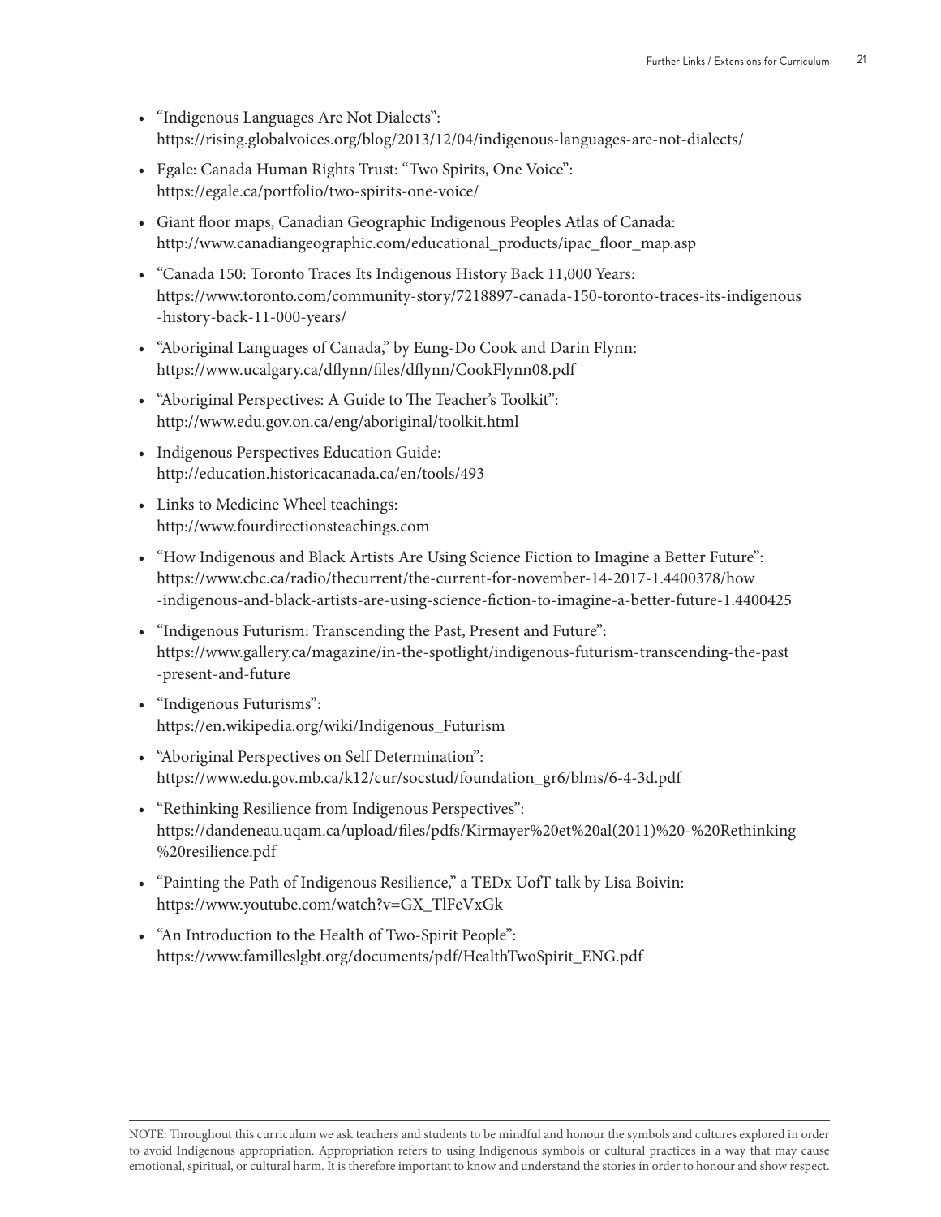- "Indigenous Languages Are Not Dialects": https://rising.globalvoices.org/blog/2013/12/04/indigenous-languages-are-not-dialects/
- Egale: Canada Human Rights Trust: "Two Spirits, One Voice": https://egale.ca/portfolio/two-spirits-one-voice/
- Giant floor maps, Canadian Geographic Indigenous Peoples Atlas of Canada: http://www.canadiangeographic.com/educational_products/ipac_floor_map.asp
- "Canada 150: Toronto Traces Its Indigenous History Back 11,000 Years: https://www.toronto.com/community-story/7218897-canada-150-toronto-traces-its-indigenous-history-back-11-000-years/
- "Aboriginal Languages of Canada," by Eung-Do Cook and Darin Flynn: https://www.ucalgary.ca/dflynn/files/dflynn/CookFlynn08.pdf
- "Aboriginal Perspectives: A Guide to The Teacher's Toolkit": http://www.edu.gov.on.ca/eng/aboriginal/toolkit.html
- Indigenous Perspectives Education Guide: http://education.historicacanada.ca/en/tools/493
- Links to Medicine Wheel teachings: http://www.fourdirectionsteachings.com
- "How Indigenous and Black Artists Are Using Science Fiction to Imagine a Better Future": https://www.cbc.ca/radio/thecurrent/the-current-for-november-14-2017-1.4400378/how-indigenous-and-black-artists-are-using-science-fiction-to-imagine-a-better-future-1.4400425
- "Indigenous Futurism: Transcending the Past, Present and Future": https://www.gallery.ca/magazine/in-the-spotlight/indigenous-futurism-transcending-the-past-present-and-future
- "Indigenous Futurisms": https://en.wikipedia.org/wiki/Indigenous_Futurism
- "Aboriginal Perspectives on Self Determination": https://www.edu.gov.mb.ca/k12/cur/socstud/foundation_gr6/blms/6-4-3d.pdf
- "Rethinking Resilience from Indigenous Perspectives": https://dandeneau.uqam.ca/upload/files/pdfs/Kirmayer%20et%20al(2011)%20-%20Rethinking%20resilience.pdf
- "Painting the Path of Indigenous Resilience," a TEDx UofT talk by Lisa Boivin: https://www.youtube.com/watch?v=GX_TlFeVxGk
- "An Introduction to the Health of Two-Spirit People": https://www.familleslgbt.org/documents/pdf/HealthTwoSpirit_ENG.pdf

NOTE: Throughout this curriculum we ask teachers and students to be mindful and honour the symbols and cultures explored in order to avoid Indigenous appropriation. Appropriation refers to using Indigenous symbols or cultural practices in a way that may cause emotional, spiritual, or cultural harm. It is therefore important to know and understand the stories in order to honour and show respect.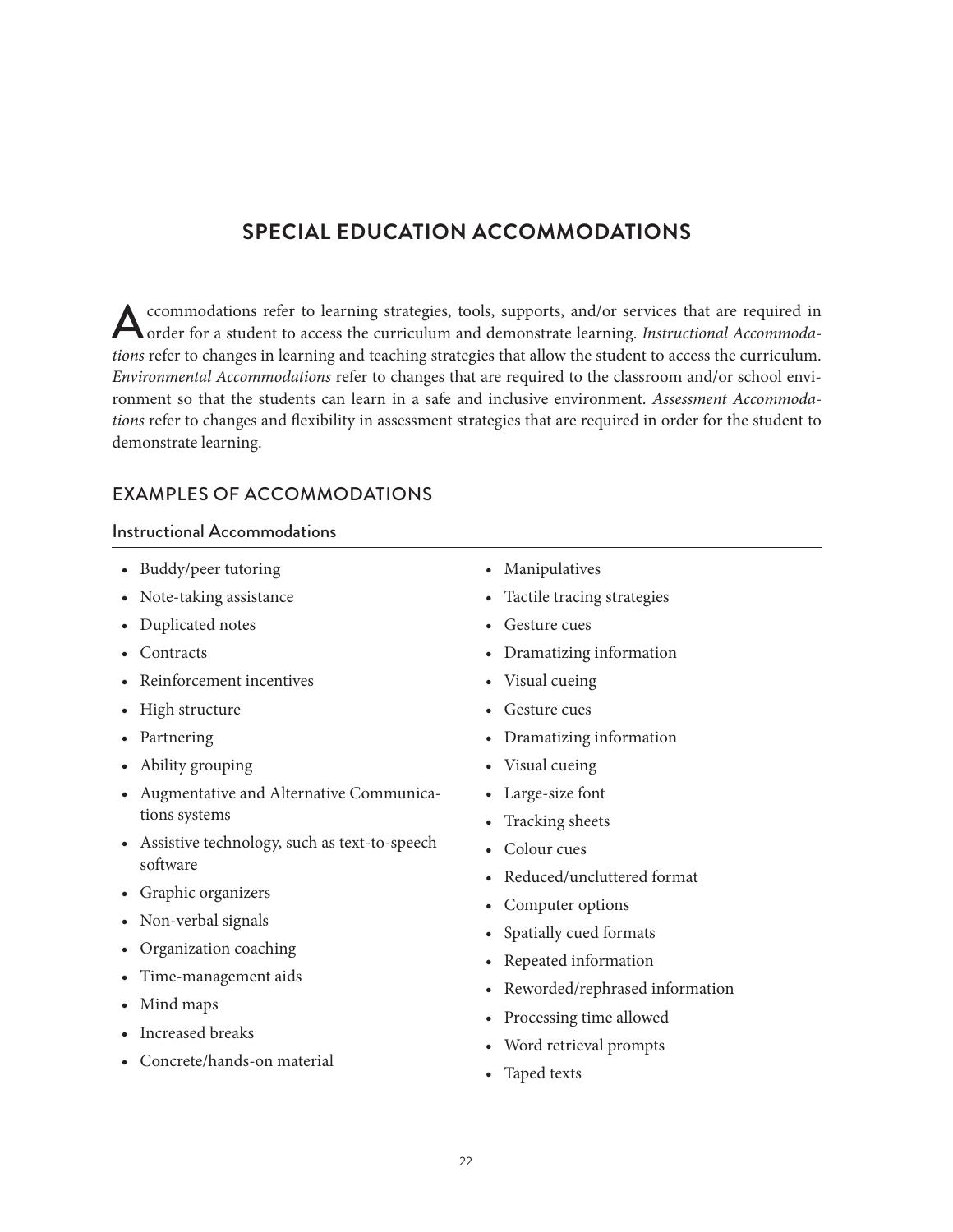# SPECIAL EDUCATION ACCOMMODATIONS

Accommodations refer to learning strategies, tools, supports, and/or services that are required in order for a student to access the curriculum and demonstrate learning. *Instructional Accommodations* refer to changes in learning and teaching strategies that allow the student to access the curriculum. *Environmental Accommodations* refer to changes that are required to the classroom and/or school environment so that the students can learn in a safe and inclusive environment. *Assessment Accommodations* refer to changes and flexibility in assessment strategies that are required in order for the student to demonstrate learning.

## EXAMPLES OF ACCOMMODATIONS

### Instructional Accommodations

- Buddy/peer tutoring
- Note-taking assistance
- Duplicated notes
- Contracts
- Reinforcement incentives
- High structure
- Partnering
- Ability grouping
- Augmentative and Alternative Communications systems
- Assistive technology, such as text-to-speech software
- Graphic organizers
- Non-verbal signals
- Organization coaching
- Time-management aids
- Mind maps
- Increased breaks
- Concrete/hands-on material
- Manipulatives
- Tactile tracing strategies
- Gesture cues
- Dramatizing information
- Visual cueing
- Gesture cues
- Dramatizing information
- Visual cueing
- Large-size font
- Tracking sheets
- Colour cues
- Reduced/uncluttered format
- Computer options
- Spatially cued formats
- Repeated information
- Reworded/rephrased information
- Processing time allowed
- Word retrieval prompts
- Taped texts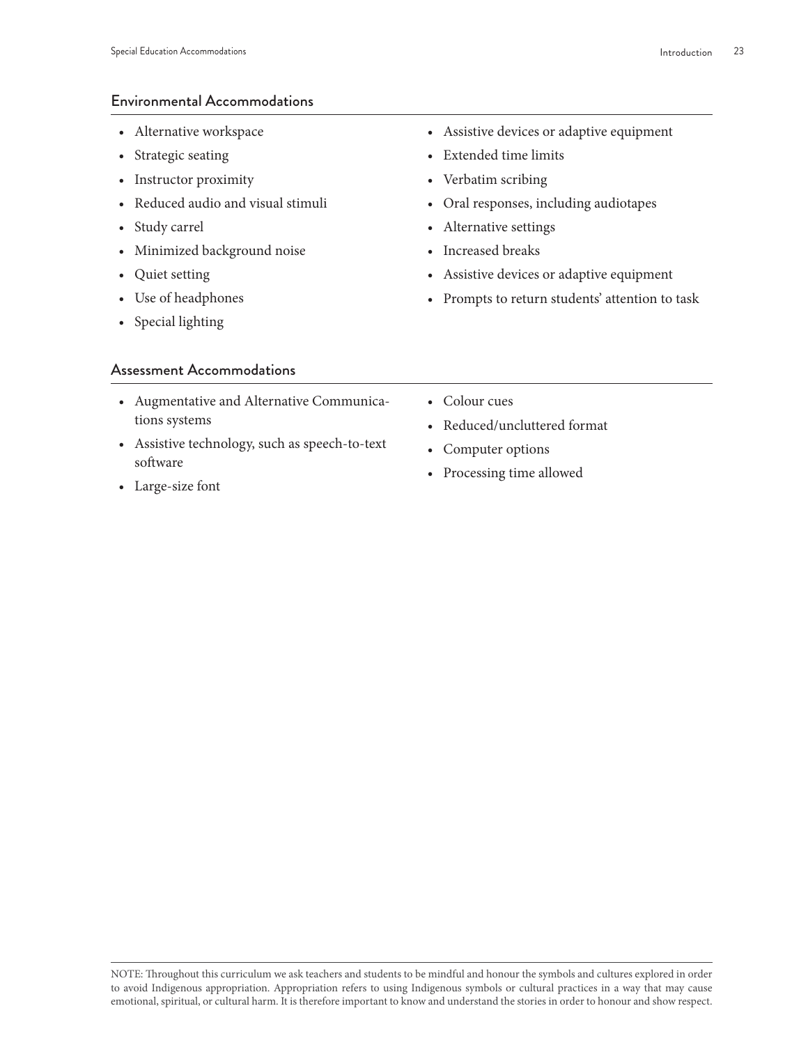## Environmental Accommodations

- Alternative workspace
- Strategic seating
- Instructor proximity
- Reduced audio and visual stimuli
- Study carrel
- Minimized background noise
- Quiet setting
- Use of headphones
- Special lighting
- Assistive devices or adaptive equipment
- Extended time limits
- Verbatim scribing
- Oral responses, including audiotapes
- Alternative settings
- Increased breaks
- Assistive devices or adaptive equipment
- Prompts to return students' attention to task

## Assessment Accommodations

- Augmentative and Alternative Communications systems
- Assistive technology, such as speech-to-text software
- Large-size font
- Colour cues
- Reduced/uncluttered format
- Computer options
- Processing time allowed

NOTE: Throughout this curriculum we ask teachers and students to be mindful and honour the symbols and cultures explored in order to avoid Indigenous appropriation. Appropriation refers to using Indigenous symbols or cultural practices in a way that may cause emotional, spiritual, or cultural harm. It is therefore important to know and understand the stories in order to honour and show respect.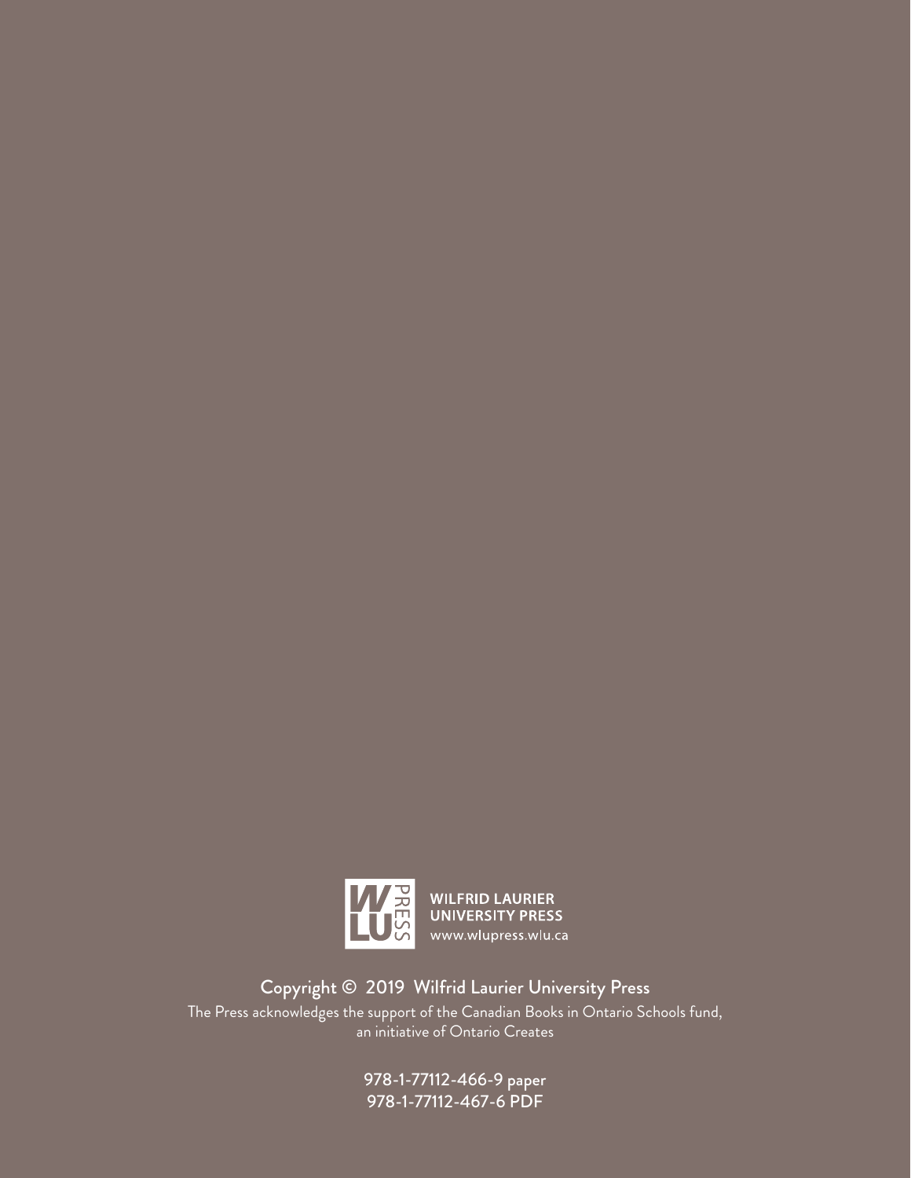WILFRID LAURIER
UNIVERSITY PRESS
www.wlupress.wlu.ca

Copyright © 2019 Wilfrid Laurier University Press

The Press acknowledges the support of the Canadian Books in Ontario Schools fund, an initiative of Ontario Creates

978-1-77112-466-9 paper
978-1-77112-467-6 PDF